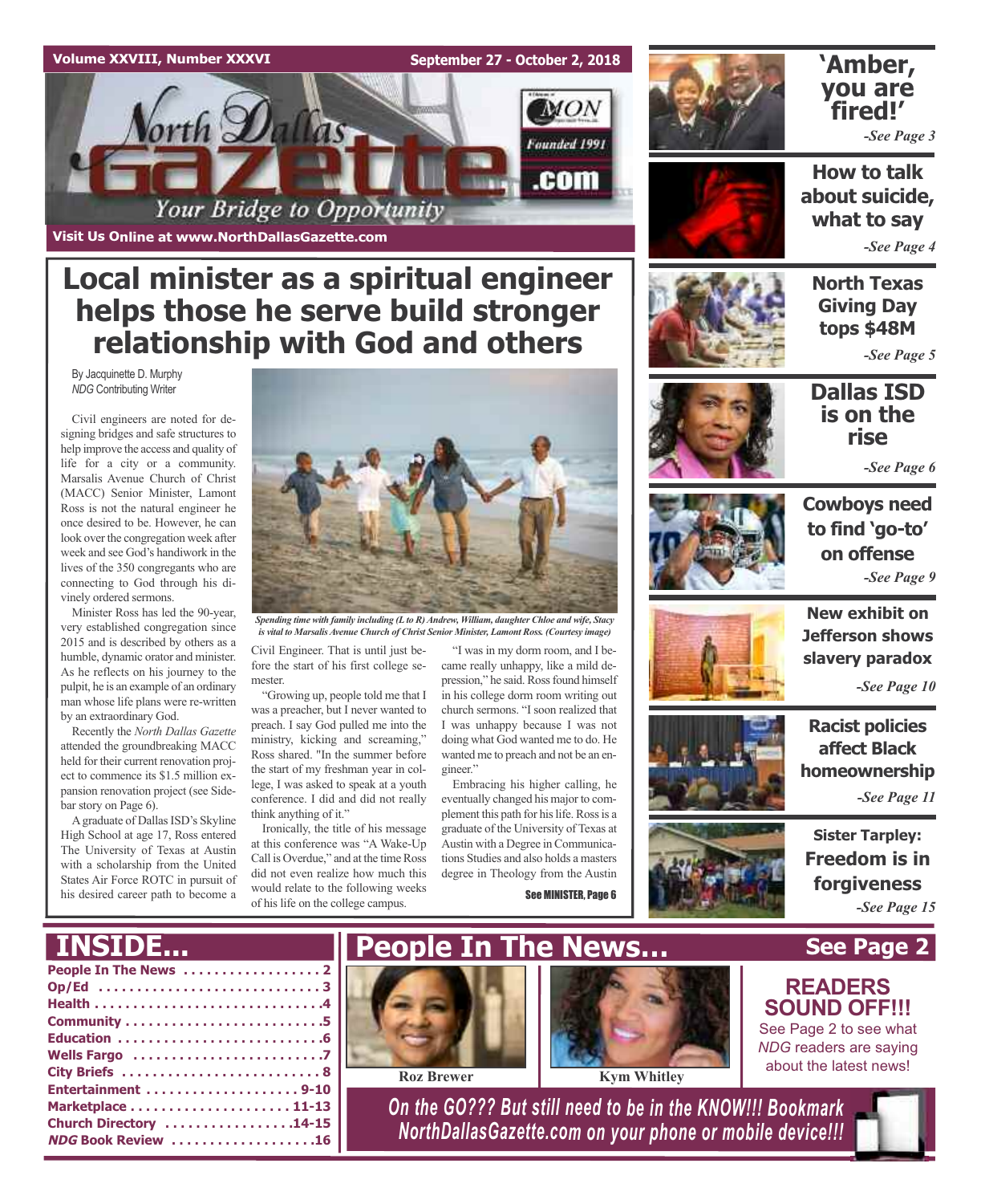Volume XXVIII, Number XXXVI

September 27 - October 2, 2018

# North Dallas Gazette

Your Bridge to Opportunity

Visit Us Online at www.NorthDallasGazette.com

# Local minister as a spiritual engineer helps those he serve build stronger relationship with God and others

By Jacquinette D. Murphy
*NDG* Contributing Writer

Civil engineers are noted for designing bridges and safe structures to help improve the access and quality of life for a city or a community. Marsalis Avenue Church of Christ (MACC) Senior Minister, Lamont Ross is not the natural engineer he once desired to be. However, he can look over the congregation week after week and see God's handiwork in the lives of the 350 congregants who are connecting to God through his divinely ordered sermons.

Minister Ross has led the 90-year, very established congregation since 2015 and is described by others as a humble, dynamic orator and minister. As he reflects on his journey to the pulpit, he is an example of an ordinary man whose life plans were re-written by an extraordinary God.

Recently the *North Dallas Gazette* attended the groundbreaking MACC held for their current renovation project to commence its $1.5 million expansion renovation project (see Sidebar story on Page 6).

A graduate of Dallas ISD's Skyline High School at age 17, Ross entered The University of Texas at Austin with a scholarship from the United States Air Force ROTC in pursuit of his desired career path to become a Civil Engineer. That is until just before the start of his first college semester.

"Growing up, people told me that I was a preacher, but I never wanted to preach. I say God pulled me into the ministry, kicking and screaming," Ross shared. "In the summer before the start of my freshman year in college, I was asked to speak at a youth conference. I did and did not really think anything of it."

Ironically, the title of his message at this conference was "A Wake-Up Call is Overdue," and at the time Ross did not even realize how much this would relate to the following weeks of his life on the college campus.

"I was in my dorm room, and I became really unhappy, like a mild depression," he said. Ross found himself in his college dorm room writing out church sermons. "I soon realized that I was unhappy because I was not doing what God wanted me to do. He wanted me to preach and not be an engineer."

Embracing his higher calling, he eventually changed his major to complement this path for his life. Ross is a graduate of the University of Texas at Austin with a Degree in Communications Studies and also holds a masters degree in Theology from the Austin

See MINISTER, Page 6

*Spending time with family including (L to R) Andrew, William, daughter Chloe and wife, Stacy is vital to Marsalis Avenue Church of Christ Senior Minister, Lamont Ross. (Courtesy image)*

## 'Amber, you are fired!'
*-See Page 3*

## How to talk about suicide, what to say
*-See Page 4*

## North Texas Giving Day tops $48M
*-See Page 5*

## Dallas ISD is on the rise
*-See Page 6*

## Cowboys need to find 'go-to' on offense
*-See Page 9*

## New exhibit on Jefferson shows slavery paradox
*-See Page 10*

## Racist policies affect Black homeownership
*-See Page 11*

## Sister Tarpley: Freedom is in forgiveness
*-See Page 15*

## INSIDE...

- People In The News . . . . . . . . . 2
- Op/Ed . . . . . . . . . 3
- Health . . . . . . . . . 4
- Community . . . . . . . . . 5
- Education . . . . . . . . . 6
- Wells Fargo . . . . . . . . . 7
- City Briefs . . . . . . . . . 8
- Entertainment . . . . . . . . . 9-10
- Marketplace . . . . . . . . . 11-13
- Church Directory . . . . . . . . . 14-15
- *NDG* Book Review . . . . . . . . . 16

## People In The News... See Page 2

Roz Brewer

Kym Whitley

## READERS SOUND OFF!!!

See Page 2 to see what *NDG* readers are saying about the latest news!

On the GO??? But still need to be in the KNOW!!! Bookmark NorthDallasGazette.com on your phone or mobile device!!!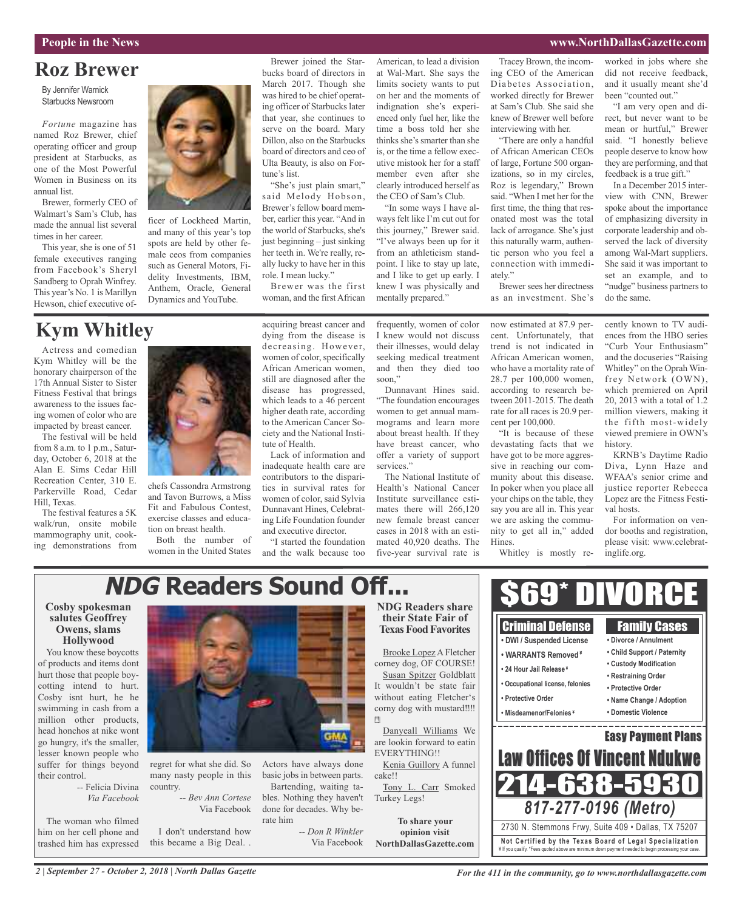# Roz Brewer

By Jennifer Warnick
Starbucks Newsroom

*Fortune* magazine has named Roz Brewer, chief operating officer and group president at Starbucks, as one of the Most Powerful Women in Business on its annual list.

Brewer, formerly CEO of Walmart's Sam's Club, has made the annual list several times in her career.

This year, she is one of 51 female executives ranging from Facebook's Sheryl Sandberg to Oprah Winfrey. This year's No. 1 is Marillyn Hewson, chief executive officer of Lockheed Martin, and many of this year's top spots are held by other female ceos from companies such as General Motors, Fidelity Investments, IBM, Anthem, Oracle, General Dynamics and YouTube.

Brewer joined the Starbucks board of directors in March 2017. Though she was hired to be chief operating officer of Starbucks later that year, she continues to serve on the board. Mary Dillon, also on the Starbucks board of directors and ceo of Ulta Beauty, is also on Fortune's list.

"She's just plain smart," said Melody Hobson, Brewer's fellow board member, earlier this year. "And in the world of Starbucks, she's just beginning – just sinking her teeth in. We're really, really lucky to have her in this role. I mean lucky."

Brewer was the first woman, and the first African American, to lead a division at Wal-Mart. She says the limits society wants to put on her and the moments of indignation she's experienced only fuel her, like the time a boss told her she thinks she's smarter than she is, or the time a fellow executive mistook her for a staff member even after she clearly introduced herself as the CEO of Sam's Club.

"In some ways I have always felt like I'm cut out for this journey," Brewer said. "I've always been up for it from an athleticism standpoint. I like to stay up late, and I like to get up early. I knew I was physically and mentally prepared."

Tracey Brown, the incoming CEO of the American Diabetes Association, worked directly for Brewer at Sam's Club. She said she knew of Brewer well before interviewing with her.

"There are only a handful of African American CEOs of large, Fortune 500 organizations, so in my circles, Roz is legendary," Brown said. "When I met her for the first time, the thing that resonated most was the total lack of arrogance. She's just this naturally warm, authentic person who you feel a connection with immediately."

Brewer sees her directness as an investment. She's worked in jobs where she did not receive feedback, and it usually meant she'd been "counted out."

"I am very open and direct, but never want to be mean or hurtful," Brewer said. "I honestly believe people deserve to know how they are performing, and that feedback is a true gift."

In a December 2015 interview with CNN, Brewer spoke about the importance of emphasizing diversity in corporate leadership and observed the lack of diversity among Wal-Mart suppliers. She said it was important to set an example, and to "nudge" business partners to do the same.

# Kym Whitley

Actress and comedian Kym Whitley will be the honorary chairperson of the 17th Annual Sister to Sister Fitness Festival that brings awareness to the issues facing women of color who are impacted by breast cancer.

The festival will be held from 8 a.m. to 1 p.m., Saturday, October 6, 2018 at the Alan E. Sims Cedar Hill Recreation Center, 310 E. Parkerville Road, Cedar Hill, Texas.

The festival features a 5K walk/run, onsite mobile mammography unit, cooking demonstrations from chefs Cassondra Armstrong and Tavon Burrows, a Miss Fit and Fabulous Contest, exercise classes and education on breast health.

Both the number of women in the United States acquiring breast cancer and dying from the disease is decreasing. However, women of color, specifically African American women, still are diagnosed after the disease has progressed, which leads to a 46 percent higher death rate, according to the American Cancer Society and the National Institute of Health.

Lack of information and inadequate health care are contributors to the disparities in survival rates for women of color, said Sylvia Dunnavant Hines, Celebrating Life Foundation founder and executive director.

"I started the foundation and the walk because too frequently, women of color I knew would not discuss their illnesses, would delay seeking medical treatment and then they died too soon,"

Dunnavant Hines said. "The foundation encourages women to get annual mammograms and learn more about breast health. If they have breast cancer, who offer a variety of support services."

The National Institute of Health's National Cancer Institute surveillance estimates there will 266,120 new female breast cancer cases in 2018 with an estimated 40,920 deaths. The five-year survival rate is now estimated at 87.9 percent. Unfortunately, that trend is not indicated in African American women, who have a mortality rate of 28.7 per 100,000 women, according to research between 2011-2015. The death rate for all races is 20.9 percent per 100,000.

"It is because of these devastating facts that we have got to be more aggressive in reaching our community about this disease. In poker when you place all your chips on the table, they say you are all in. This year we are asking the community to get all in," added Hines.

Whitley is mostly recently known to TV audiences from the HBO series "Curb Your Enthusiasm" and the docuseries "Raising Whitley" on the Oprah Winfrey Network (OWN), which premiered on April 20, 2013 with a total of 1.2 million viewers, making it the fifth most-widely viewed premiere in OWN's history.

KRNB's Daytime Radio Diva, Lynn Haze and WFAA's senior crime and justice reporter Rebecca Lopez are the Fitness Festival hosts.

For information on vendor booths and registration, please visit: www.celebratinglife.org.

# *NDG* Readers Sound Off...

### Cosby spokesman salutes Geoffrey Owens, slams Hollywood

You know these boycotts of products and items dont hurt those that people boycotting intend to hurt. Cosby isnt hurt, he he swimming in cash from a million other products, head honchos at nike wont go hungry, it's the smaller, lesser known people who suffer for things beyond their control.

-- Felicia Divina
*Via Facebook*

The woman who filmed him on her cell phone and trashed him has expressed regret for what she did. So many nasty people in this country.

*-- Bev Ann Cortese*
Via Facebook

I don't understand how this became a Big Deal. .

Actors have always done basic jobs in between parts. Bartending, waiting tables. Nothing they haven't done for decades. Why berate him

*-- Don R Winkler*
Via Facebook

### NDG Readers share their State Fair of Texas Food Favorites

Brooke Lopez A Fletcher corney dog, OF COURSE!

Susan Spitzer Goldblatt It wouldn't be state fair without eating Fletcher's corny dog with mustard‼!!!‼

Danyeall Williams We are lookin forward to eatin EVERYTHING!!

Kenia Guillory A funnel cake!!

Tony L. Carr Smoked Turkey Legs!

**To share your opinion visit NorthDallasGazette.com**

# $69* DIVORCE

**Criminal Defense**
- DWI / Suspended License
- WARRANTS Removed ¥
- 24 Hour Jail Release ¥
- Occupational license, felonies
- Protective Order
- Misdeamenor/Felonies ¥

**Family Cases**
- Divorce / Annulment
- Child Support / Paternity
- Custody Modification
- Restraining Order
- Protective Order
- Name Change / Adoption
- Domestic Violence

**Easy Payment Plans**

**Law Offices Of Vincent Ndukwe**

**214-638-5930**

*817-277-0196 (Metro)*

2730 N. Stemmons Frwy, Suite 409 • Dallas, TX 75207

**Not Certified by the Texas Board of Legal Specialization**
¥ If you qualify. *Fees quoted above are minimum down payment needed to begin processing your case.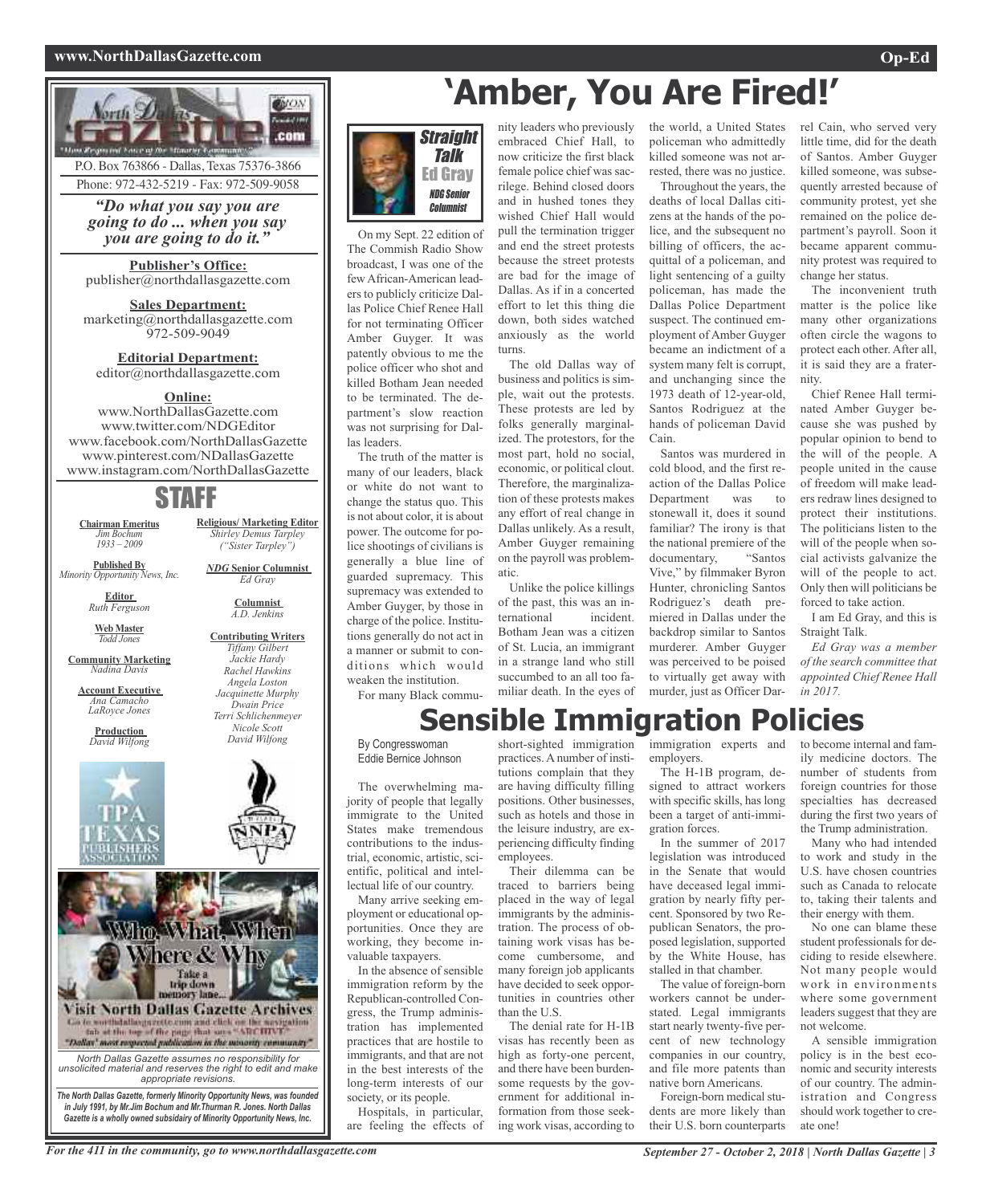**North Dallas Gazette .com**

P.O. Box 763866 - Dallas, Texas 75376-3866

Phone: 972-432-5219 - Fax: 972-509-9058

*"Do what you say you are going to do ... when you say you are going to do it."*

**Publisher's Office:**
publisher@northdallasgazette.com

**Sales Department:**
marketing@northdallasgazette.com
972-509-9049

**Editorial Department:**
editor@northdallasgazette.com

**Online:**
www.NorthDallasGazette.com
www.twitter.com/NDGEditor
www.facebook.com/NorthDallasGazette
www.pinterest.com/NDallasGazette
www.instagram.com/NorthDallasGazette

## STAFF

**Chairman Emeritus**
*Jim Bochum*
*1933 – 2009*

**Published By**
*Minority Opportunity News, Inc.*

**Editor**
*Ruth Ferguson*

**Web Master**
*Todd Jones*

**Community Marketing**
*Nadina Davis*

**Account Executive**
*Ana Camacho*
*LaRoyce Jones*

**Production**
*David Wilfong*

**Religious/ Marketing Editor**
*Shirley Demus Tarpley*
*("Sister Tarpley")*

***NDG* Senior Columnist**
*Ed Gray*

**Columnist**
*A.D. Jenkins*

**Contributing Writers**
*Tiffany Gilbert*
*Jackie Hardy*
*Rachel Hawkins*
*Angela Loston*
*Jacquinette Murphy*
*Dwain Price*
*Terri Schlichenmeyer*
*Nicole Scott*
*David Wilfong*

Who, What, When, Where & Why
Take a trip down memory lane...
**Visit North Dallas Gazette Archives**
Go to northdallasgazette.com and click on the navigation tab at the top of the page that says "ARCHIVE"
"Dallas' most respected publication in the minority community"

*North Dallas Gazette assumes no responsibility for unsolicited material and reserves the right to edit and make appropriate revisions.*

***The North Dallas Gazette, formerly Minority Opportunity News, was founded in July 1991, by Mr.Jim Bochum and Mr.Thurman R. Jones. North Dallas Gazette is a wholly owned subsidairy of Minority Opportunity News, Inc.***

# 'Amber, You Are Fired!'

***Straight Talk* Ed Gray**
*NDG Senior Columnist*

On my Sept. 22 edition of The Commish Radio Show broadcast, I was one of the few African-American leaders to publicly criticize Dallas Police Chief Renee Hall for not terminating Officer Amber Guyger. It was patently obvious to me the police officer who shot and killed Botham Jean needed to be terminated. The department's slow reaction was not surprising for Dallas leaders.

The truth of the matter is many of our leaders, black or white do not want to change the status quo. This is not about color, it is about power. The outcome for police shootings of civilians is generally a blue line of guarded supremacy. This supremacy was extended to Amber Guyger, by those in charge of the police. Institutions generally do not act in a manner or submit to conditions which would weaken the institution.

For many Black community leaders who previously embraced Chief Hall, to now criticize the first black female police chief was sacrilege. Behind closed doors and in hushed tones they wished Chief Hall would pull the termination trigger and end the street protests because the street protests are bad for the image of Dallas. As if in a concerted effort to let this thing die down, both sides watched anxiously as the world turns.

The old Dallas way of business and politics is simple, wait out the protests. These protests are led by folks generally marginalized. The protestors, for the most part, hold no social, economic, or political clout. Therefore, the marginalization of these protests makes any effort of real change in Dallas unlikely. As a result, Amber Guyger remaining on the payroll was problematic.

Unlike the police killings of the past, this was an international incident. Botham Jean was a citizen of St. Lucia, an immigrant in a strange land who still succumbed to an all too familiar death. In the eyes of the world, a United States policeman who admittedly killed someone was not arrested, there was no justice.

Throughout the years, the deaths of local Dallas citizens at the hands of the police, and the subsequent no billing of officers, the acquittal of a policeman, and light sentencing of a guilty policeman, has made the Dallas Police Department suspect. The continued employment of Amber Guyger became an indictment of a system many felt is corrupt, and unchanging since the 1973 death of 12-year-old, Santos Rodriguez at the hands of policeman David Cain.

Santos was murdered in cold blood, and the first reaction of the Dallas Police Department was to stonewall it, does it sound familiar? The irony is that the national premiere of the documentary, "Santos Vive," by filmmaker Byron Hunter, chronicling Santos Rodriguez's death premiered in Dallas under the backdrop similar to Santos murderer. Amber Guyger was perceived to be poised to virtually get away with murder, just as Officer Darrel Cain, who served very little time, did for the death of Santos. Amber Guyger killed someone, was subsequently arrested because of community protest, yet she remained on the police department's payroll. Soon it became apparent community protest was required to change her status.

The inconvenient truth matter is the police like many other organizations often circle the wagons to protect each other. After all, it is said they are a fraternity.

Chief Renee Hall terminated Amber Guyger because she was pushed by popular opinion to bend to the will of the people. A people united in the cause of freedom will make leaders redraw lines designed to protect their institutions. The politicians listen to the will of the people when social activists galvanize the will of the people to act. Only then will politicians be forced to take action.

I am Ed Gray, and this is Straight Talk.

*Ed Gray was a member of the search committee that appointed Chief Renee Hall in 2017.*

# Sensible Immigration Policies

By Congresswoman Eddie Bernice Johnson

The overwhelming majority of people that legally immigrate to the United States make tremendous contributions to the industrial, economic, artistic, scientific, political and intellectual life of our country.

Many arrive seeking employment or educational opportunities. Once they are working, they become invaluable taxpayers.

In the absence of sensible immigration reform by the Republican-controlled Congress, the Trump administration has implemented practices that are hostile to immigrants, and that are not in the best interests of the long-term interests of our society, or its people.

Hospitals, in particular, are feeling the effects of short-sighted immigration practices. A number of institutions complain that they are having difficulty filling positions. Other businesses, such as hotels and those in the leisure industry, are experiencing difficulty finding employees.

Their dilemma can be traced to barriers being placed in the way of legal immigrants by the administration. The process of obtaining work visas has become cumbersome, and many foreign job applicants have decided to seek opportunities in countries other than the U.S.

The denial rate for H-1B visas has recently been as high as forty-one percent, and there have been burdensome requests by the government for additional information from those seeking work visas, according to immigration experts and employers.

The H-1B program, designed to attract workers with specific skills, has long been a target of anti-immigration forces.

In the summer of 2017 legislation was introduced in the Senate that would have deceased legal immigration by nearly fifty percent. Sponsored by two Republican Senators, the proposed legislation, supported by the White House, has stalled in that chamber.

The value of foreign-born workers cannot be understated. Legal immigrants start nearly twenty-five percent of new technology companies in our country, and file more patents than native born Americans.

Foreign-born medical students are more likely than their U.S. born counterparts to become internal and family medicine doctors. The number of students from foreign countries for those specialties has decreased during the first two years of the Trump administration.

Many who had intended to work and study in the U.S. have chosen countries such as Canada to relocate to, taking their talents and their energy with them.

No one can blame these student professionals for deciding to reside elsewhere. Not many people would work in environments where some government leaders suggest that they are not welcome.

A sensible immigration policy is in the best economic and security interests of our country. The administration and Congress should work together to create one!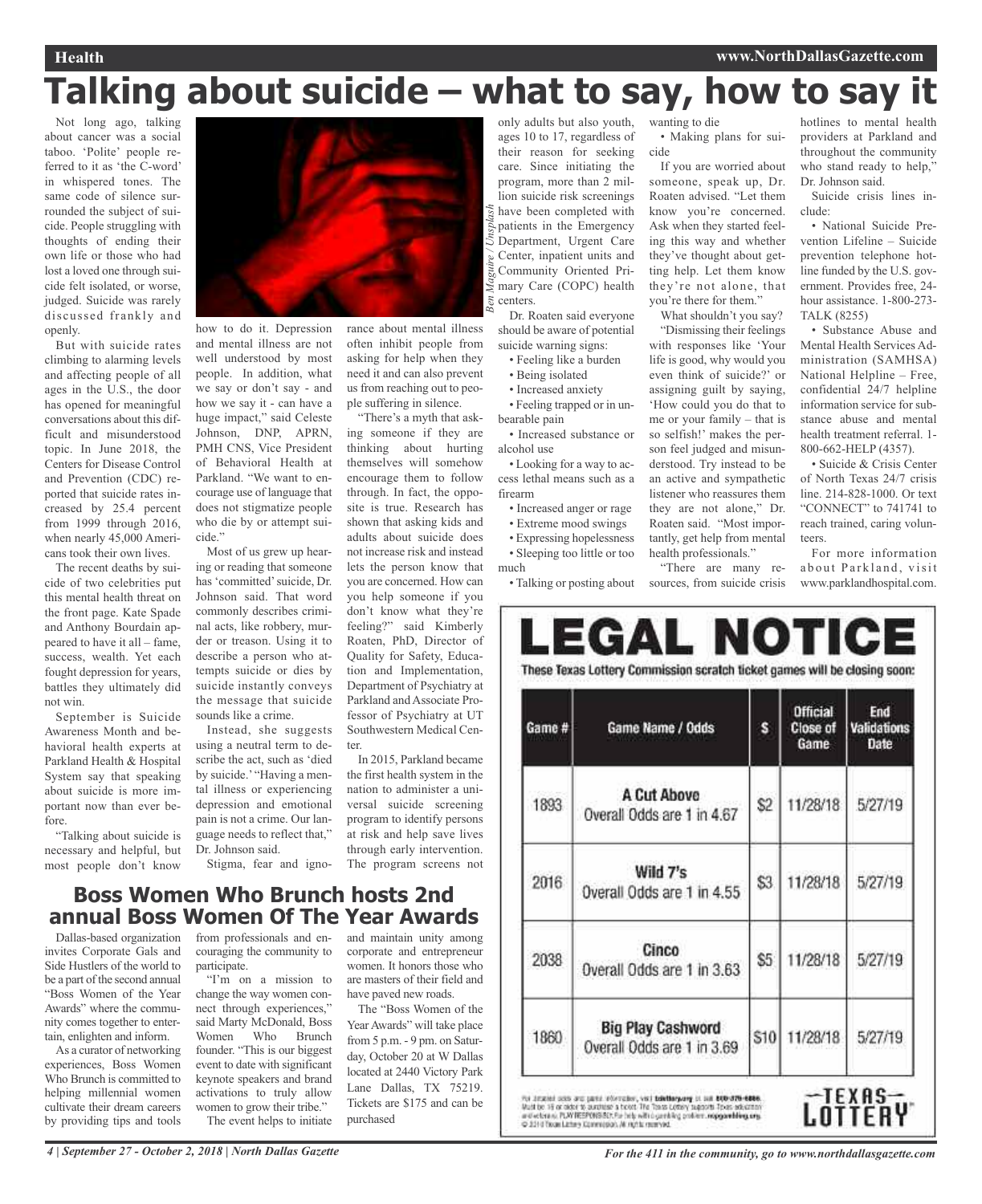# Talking about suicide – what to say, how to say it

Not long ago, talking about cancer was a social taboo. 'Polite' people referred to it as 'the C-word' in whispered tones. The same code of silence surrounded the subject of suicide. People struggling with thoughts of ending their own life or those who had lost a loved one through suicide felt isolated, or worse, judged. Suicide was rarely discussed frankly and openly.

But with suicide rates climbing to alarming levels and affecting people of all ages in the U.S., the door has opened for meaningful conversations about this difficult and misunderstood topic. In June 2018, the Centers for Disease Control and Prevention (CDC) reported that suicide rates increased by 25.4 percent from 1999 through 2016, when nearly 45,000 Americans took their own lives.

The recent deaths by suicide of two celebrities put this mental health threat on the front page. Kate Spade and Anthony Bourdain appeared to have it all – fame, success, wealth. Yet each fought depression for years, battles they ultimately did not win.

September is Suicide Awareness Month and behavioral health experts at Parkland Health & Hospital System say that speaking about suicide is more important now than ever before.

"Talking about suicide is necessary and helpful, but most people don't know how to do it. Depression and mental illness are not well understood by most people. In addition, what we say or don't say - and how we say it - can have a huge impact," said Celeste Johnson, DNP, APRN, PMH CNS, Vice President of Behavioral Health at Parkland. "We want to encourage use of language that does not stigmatize people who die by or attempt suicide."

Most of us grew up hearing or reading that someone has 'committed' suicide, Dr. Johnson said. That word commonly describes criminal acts, like robbery, murder or treason. Using it to describe a person who attempts suicide or dies by suicide instantly conveys the message that suicide sounds like a crime.

Instead, she suggests using a neutral term to describe the act, such as 'died by suicide.' "Having a mental illness or experiencing depression and emotional pain is not a crime. Our language needs to reflect that," Dr. Johnson said.

Stigma, fear and ignorance about mental illness often inhibit people from asking for help when they need it and can also prevent us from reaching out to people suffering in silence.

"There's a myth that asking someone if they are thinking about hurting themselves will somehow encourage them to follow through. In fact, the opposite is true. Research has shown that asking kids and adults about suicide does not increase risk and instead lets the person know that you are concerned. How can you help someone if you don't know what they're feeling?" said Kimberly Roaten, PhD, Director of Quality for Safety, Education and Implementation, Department of Psychiatry at Parkland and Associate Professor of Psychiatry at UT Southwestern Medical Center.

In 2015, Parkland became the first health system in the nation to administer a universal suicide screening program to identify persons at risk and help save lives through early intervention. The program screens not only adults but also youth, ages 10 to 17, regardless of their reason for seeking care. Since initiating the program, more than 2 million suicide risk screenings have been completed with patients in the Emergency Department, Urgent Care Center, inpatient units and Community Oriented Primary Care (COPC) health centers.

Dr. Roaten said everyone should be aware of potential suicide warning signs:

- Feeling like a burden
- Being isolated
- Increased anxiety
- Feeling trapped or in unbearable pain
- Increased substance or alcohol use
- Looking for a way to access lethal means such as a firearm
- Increased anger or rage
- Extreme mood swings
- Expressing hopelessness
- Sleeping too little or too much
- Talking or posting about wanting to die
- Making plans for suicide

If you are worried about someone, speak up, Dr. Roaten advised. "Let them know you're concerned. Ask when they started feeling this way and whether they've thought about getting help. Let them know they're not alone, that you're there for them."

What shouldn't you say? "Dismissing their feelings with responses like 'Your life is good, why would you even think of suicide?' or assigning guilt by saying, 'How could you do that to me or your family – that is so selfish!' makes the person feel judged and misunderstood. Try instead to be an active and sympathetic listener who reassures them they are not alone," Dr. Roaten said. "Most importantly, get help from mental health professionals."

"There are many resources, from suicide crisis hotlines to mental health providers at Parkland and throughout the community who stand ready to help," Dr. Johnson said.

Suicide crisis lines include:

- National Suicide Prevention Lifeline – Suicide prevention telephone hotline funded by the U.S. government. Provides free, 24-hour assistance. 1-800-273-TALK (8255)
- Substance Abuse and Mental Health Services Administration (SAMHSA) National Helpline – Free, confidential 24/7 helpline information service for substance abuse and mental health treatment referral. 1-800-662-HELP (4357).
- Suicide & Crisis Center of North Texas 24/7 crisis line. 214-828-1000. Or text "CONNECT" to 741741 to reach trained, caring volunteers.

For more information about Parkland, visit www.parklandhospital.com.

*Ben Maguire / Unsplash*

## Boss Women Who Brunch hosts 2nd annual Boss Women Of The Year Awards

Dallas-based organization invites Corporate Gals and Side Hustlers of the world to be a part of the second annual "Boss Women of the Year Awards" where the community comes together to entertain, enlighten and inform.

As a curator of networking experiences, Boss Women Who Brunch is committed to helping millennial women cultivate their dream careers by providing tips and tools from professionals and encouraging the community to participate.

"I'm on a mission to change the way women connect through experiences," said Marty McDonald, Boss Women Who Brunch founder. "This is our biggest event to date with significant keynote speakers and brand activations to truly allow women to grow their tribe."

The event helps to initiate and maintain unity among corporate and entrepreneur women. It honors those who are masters of their field and have paved new roads.

The "Boss Women of the Year Awards" will take place from 5 p.m. - 9 pm. on Saturday, October 20 at W Dallas located at 2440 Victory Park Lane Dallas, TX 75219. Tickets are $175 and can be purchased

# LEGAL NOTICE

**These Texas Lottery Commission scratch ticket games will be closing soon:**

| Game # | Game Name / Odds | $ | Official Close of Game | End Validations Date |
|---|---|---|---|---|
| 1893 | **A Cut Above** Overall Odds are 1 in 4.67 | $2 | 11/28/18 | 5/27/19 |
| 2016 | **Wild 7's** Overall Odds are 1 in 4.55 | $3 | 11/28/18 | 5/27/19 |
| 2038 | **Cinco** Overall Odds are 1 in 3.63 | $5 | 11/28/18 | 5/27/19 |
| 1860 | **Big Play Cashword** Overall Odds are 1 in 3.69 | $10 | 11/28/18 | 5/27/19 |

For detailed odds and game information, visit txlottery.org or call 800-375-6886. Must be 18 or older to purchase a ticket. The Texas Lottery supports Texas education and veterans. PLAY RESPONSIBLY. For help with a gambling problem: ncpgambling.org. © 2018 Texas Lottery Commission. All rights reserved.

TEXAS LOTTERY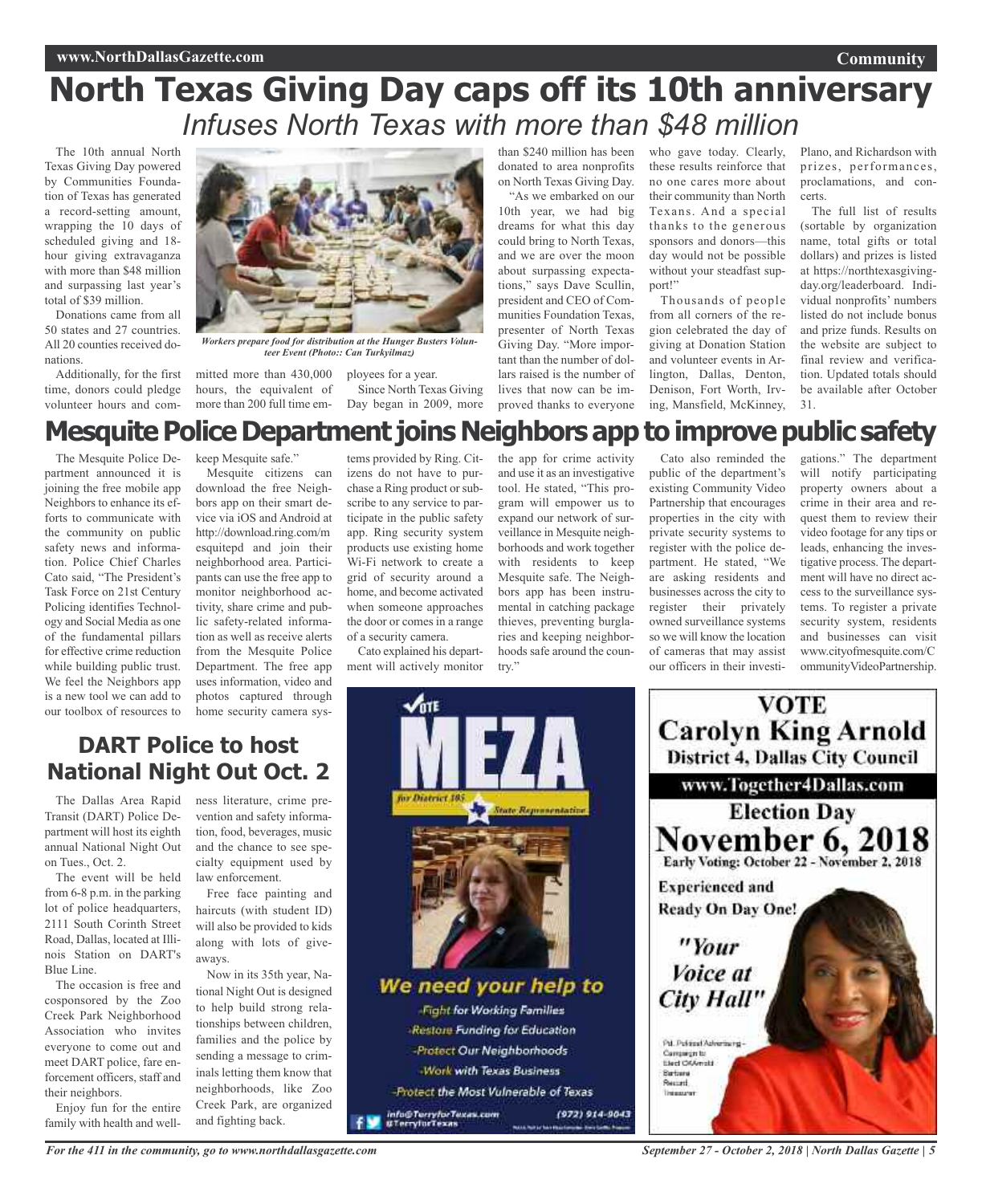# North Texas Giving Day caps off its 10th anniversary

## Infuses North Texas with more than $48 million

The 10th annual North Texas Giving Day powered by Communities Foundation of Texas has generated a record-setting amount, wrapping the 10 days of scheduled giving and 18-hour giving extravaganza with more than $48 million and surpassing last year's total of $39 million.

Donations came from all 50 states and 27 countries. All 20 counties received donations.

*Workers prepare food for distribution at the Hunger Busters Volunteer Event (Photo:: Can Turkyilmaz)*

Additionally, for the first time, donors could pledge volunteer hours and committed more than 430,000 hours, the equivalent of more than 200 full time employees for a year.

Since North Texas Giving Day began in 2009, more than $240 million has been donated to area nonprofits on North Texas Giving Day.

"As we embarked on our 10th year, we had big dreams for what this day could bring to North Texas, and we are over the moon about surpassing expectations," says Dave Scullin, president and CEO of Communities Foundation Texas, presenter of North Texas Giving Day. "More important than the number of dollars raised is the number of lives that now can be improved thanks to everyone who gave today. Clearly, these results reinforce that no one cares more about their community than North Texans. And a special thanks to the generous sponsors and donors—this day would not be possible without your steadfast support!"

Thousands of people from all corners of the region celebrated the day of giving at Donation Station and volunteer events in Arlington, Dallas, Denton, Denison, Fort Worth, Irving, Mansfield, McKinney, Plano, and Richardson with prizes, performances, proclamations, and concerts.

The full list of results (sortable by organization name, total gifts or total dollars) and prizes is listed at https://northtexasgivingday.org/leaderboard. Individual nonprofits' numbers listed do not include bonus and prize funds. Results on the website are subject to final review and verification. Updated totals should be available after October 31.

# Mesquite Police Department joins Neighbors app to improve public safety

The Mesquite Police Department announced it is joining the free mobile app Neighbors to enhance its efforts to communicate with the community on public safety news and information. Police Chief Charles Cato said, "The President's Task Force on 21st Century Policing identifies Technology and Social Media as one of the fundamental pillars for effective crime reduction while building public trust. We feel the Neighbors app is a new tool we can add to our toolbox of resources to keep Mesquite safe."

Mesquite citizens can download the free Neighbors app on their smart device via iOS and Android at http://download.ring.com/mesquitepd and join their neighborhood area. Participants can use the free app to monitor neighborhood activity, share crime and public safety-related information as well as receive alerts from the Mesquite Police Department. The free app uses information, video and photos captured through home security camera systems provided by Ring. Citizens do not have to purchase a Ring product or subscribe to any service to participate in the public safety app. Ring security system products use existing home Wi-Fi network to create a grid of security around a home, and become activated when someone approaches the door or comes in a range of a security camera.

Cato explained his department will actively monitor the app for crime activity and use it as an investigative tool. He stated, "This program will empower us to expand our network of surveillance in Mesquite neighborhoods and work together with residents to keep Mesquite safe. The Neighbors app has been instrumental in catching package thieves, preventing burglaries and keeping neighborhoods safe around the country."

Cato also reminded the public of the department's existing Community Video Partnership that encourages properties in the city with private security systems to register with the police department. He stated, "We are asking residents and businesses across the city to register their privately owned surveillance systems so we will know the location of cameras that may assist our officers in their investigations." The department will notify participating property owners about a crime in their area and request them to review their video footage for any tips or leads, enhancing the investigative process. The department will have no direct access to the surveillance systems. To register a private security system, residents and businesses can visit www.cityofmesquite.com/CommunityVideoPartnership.

## DART Police to host National Night Out Oct. 2

The Dallas Area Rapid Transit (DART) Police Department will host its eighth annual National Night Out on Tues., Oct. 2.

The event will be held from 6-8 p.m. in the parking lot of police headquarters, 2111 South Corinth Street Road, Dallas, located at Illinois Station on DART's Blue Line.

The occasion is free and cosponsored by the Zoo Creek Park Neighborhood Association who invites everyone to come out and meet DART police, fare enforcement officers, staff and their neighbors.

Enjoy fun for the entire family with health and wellness literature, crime prevention and safety information, food, beverages, music and the chance to see specialty equipment used by law enforcement.

Free face painting and haircuts (with student ID) will also be provided to kids along with lots of giveaways.

Now in its 35th year, National Night Out is designed to help build strong relationships between children, families and the police by sending a message to criminals letting them know that neighborhoods, like Zoo Creek Park, are organized and fighting back.

VOTE MEZA for District 105 State Representative

We need your help to
- Fight for Working Families
- Restore Funding for Education
- Protect Our Neighborhoods
- Work with Texas Business
- Protect the Most Vulnerable of Texas

info@TerryforTexas.com @TerryforTexas (972) 914-9043

VOTE Carolyn King Arnold District 4, Dallas City Council

www.Together4Dallas.com

Election Day November 6, 2018

Early Voting: October 22 - November 2, 2018

Experienced and Ready On Day One!

"Your Voice at City Hall"

Pd. Political Advertising - Campaign to Elect CKArnold Barbara Record, Treasurer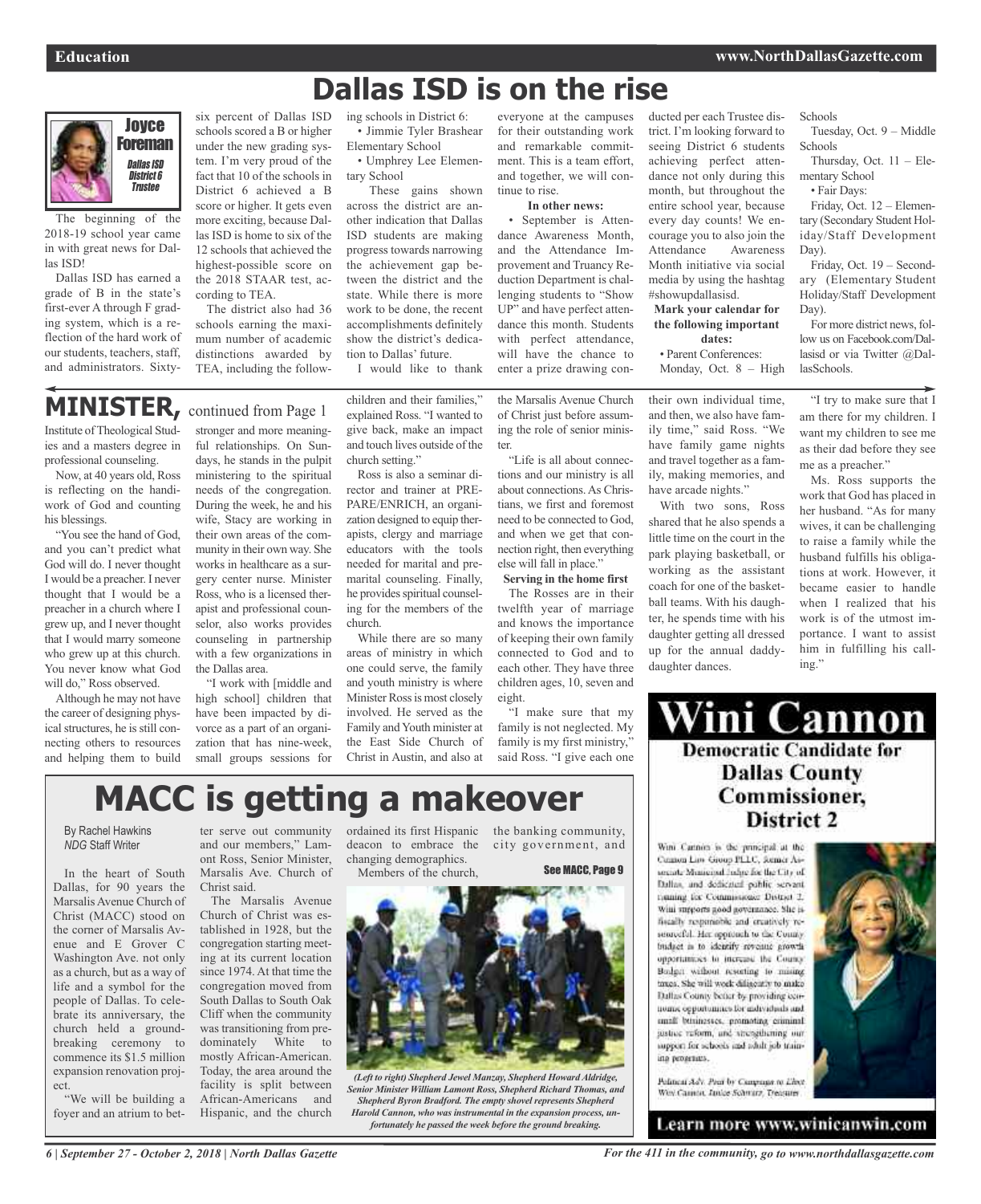# Dallas ISD is on the rise

**Joyce Foreman**
*Dallas ISD District 6 Trustee*

The beginning of the 2018-19 school year came in with great news for Dallas ISD!

Dallas ISD has earned a grade of B in the state's first-ever A through F grading system, which is a reflection of the hard work of our students, teachers, staff, and administrators. Sixty-six percent of Dallas ISD schools scored a B or higher under the new grading system. I'm very proud of the fact that 10 of the schools in District 6 achieved a B score or higher. It gets even more exciting, because Dallas ISD is home to six of the 12 schools that achieved the highest-possible score on the 2018 STAAR test, according to TEA.

The district also had 36 schools earning the maximum number of academic distinctions awarded by TEA, including the following schools in District 6:

- Jimmie Tyler Brashear Elementary School
- Umphrey Lee Elementary School

These gains shown across the district are another indication that Dallas ISD students are making progress towards narrowing the achievement gap between the district and the state. While there is more work to be done, the recent accomplishments definitely show the district's dedication to Dallas' future.

I would like to thank everyone at the campuses for their outstanding work and remarkable commitment. This is a team effort, and together, we will continue to rise.

**In other news:**

- September is Attendance Awareness Month, and the Attendance Improvement and Truancy Reduction Department is challenging students to "Show UP" and have perfect attendance this month. Students with perfect attendance, will have the chance to enter a prize drawing conducted per each Trustee district. I'm looking forward to seeing District 6 students achieving perfect attendance not only during this month, but throughout the entire school year, because every day counts! We encourage you to also join the Attendance Awareness Month initiative via social media by using the hashtag #showupdallasisd.

**Mark your calendar for the following important dates:**

- Parent Conferences:

Monday, Oct. 8 – High Schools

Tuesday, Oct. 9 – Middle Schools

Thursday, Oct. 11 – Elementary School

- Fair Days:

Friday, Oct. 12 – Elementary (Secondary Student Holiday/Staff Development Day).

Friday, Oct. 19 – Secondary (Elementary Student Holiday/Staff Development Day).

For more district news, follow us on Facebook.com/Dallasisd or via Twitter @DallasSchools.

## MINISTER, continued from Page 1

Institute of Theological Studies and a masters degree in professional counseling.

Now, at 40 years old, Ross is reflecting on the handiwork of God and counting his blessings.

"You see the hand of God, and you can't predict what God will do. I never thought I would be a preacher. I never thought that I would be a preacher in a church where I grew up, and I never thought that I would marry someone who grew up at this church. You never know what God will do," Ross observed.

Although he may not have the career of designing physical structures, he is still connecting others to resources and helping them to build stronger and more meaningful relationships. On Sundays, he stands in the pulpit ministering to the spiritual needs of the congregation. During the week, he and his wife, Stacy are working in their own areas of the community in their own way. She works in healthcare as a surgery center nurse. Minister Ross, who is a licensed therapist and professional counselor, also works provides counseling in partnership with a few organizations in the Dallas area.

"I work with [middle and high school] children that have been impacted by divorce as a part of an organization that has nine-week, small groups sessions for children and their families," explained Ross. "I wanted to give back, make an impact and touch lives outside of the church setting."

Ross is also a seminar director and trainer at PREPARE/ENRICH, an organization designed to equip therapists, clergy and marriage educators with the tools needed for marital and premarital counseling. Finally, he provides spiritual counseling for the members of the church.

While there are so many areas of ministry in which one could serve, the family and youth ministry is where Minister Ross is most closely involved. He served as the Family and Youth minister at the East Side Church of Christ in Austin, and also at the Marsalis Avenue Church of Christ just before assuming the role of senior minister.

"Life is all about connections and our ministry is all about connections. As Christians, we first and foremost need to be connected to God, and when we get that connection right, then everything else will fall in place."

**Serving in the home first**

The Rosses are in their twelfth year of marriage and knows the importance of keeping their own family connected to God and to each other. They have three children ages, 10, seven and eight.

"I make sure that my family is not neglected. My family is my first ministry," said Ross. "I give each one their own individual time, and then, we also have family time," said Ross. "We have family game nights and travel together as a family, making memories, and have arcade nights."

With two sons, Ross shared that he also spends a little time on the court in the park playing basketball, or working as the assistant coach for one of the basketball teams. With his daughter, he spends time with his daughter getting all dressed up for the annual daddy-daughter dances.

"I try to make sure that I am there for my children. I want my children to see me as their dad before they see me as a preacher."

Ms. Ross supports the work that God has placed in her husband. "As for many wives, it can be challenging to raise a family while the husband fulfills his obligations at work. However, it became easier to handle when I realized that his work is of the utmost importance. I want to assist him in fulfilling his calling."

# MACC is getting a makeover

By Rachel Hawkins
*NDG* Staff Writer

In the heart of South Dallas, for 90 years the Marsalis Avenue Church of Christ (MACC) stood on the corner of Marsalis Avenue and E Grover C Washington Ave. not only as a church, but as a way of life and a symbol for the people of Dallas. To celebrate its anniversary, the church held a groundbreaking ceremony to commence its $1.5 million expansion renovation project.

"We will be building a foyer and an atrium to better serve out community and our members," Lamont Ross, Senior Minister, Marsalis Ave. Church of Christ said.

The Marsalis Avenue Church of Christ was established in 1928, but the congregation starting meeting at its current location since 1974. At that time the congregation moved from South Dallas to South Oak Cliff when the community was transitioning from predominately White to mostly African-American. Today, the area around the facility is split between African-Americans and Hispanic, and the church ordained its first Hispanic deacon to embrace the changing demographics.

Members of the church, the banking community, city government, and

See MACC, Page 9

*(Left to right) Shepherd Jewel Manzay, Shepherd Howard Aldridge, Senior Minister William Lamont Ross, Shepherd Richard Thomas, and Shepherd Byron Bradford. The empty shovel represents Shepherd Harold Cannon, who was instrumental in the expansion process, unfortunately he passed the week before the ground breaking.*

# Wini Cannon

## Democratic Candidate for Dallas County Commissioner, District 2

Wini Cannon is the principal at the Cannon Law Group PLLC, former Associate Municipal Judge for the City of Dallas, and dedicated public servant running for Commissioner District 2. Wini supports good governance. She is fiscally responsible and creatively resourceful. Her approach to the County budget is to identify revenue growth opportunities to increase the County Budget without resorting to raising taxes. She will work diligently to make Dallas County better by providing economic opportunities for individuals and small businesses, promoting criminal justice reform, and strengthening our support for schools and adult job training programs.

Political Adv. Paid by Campaign to Elect Wini Cannon. Janice Schwarz, Treasurer

**Learn more www.winicanwin.com**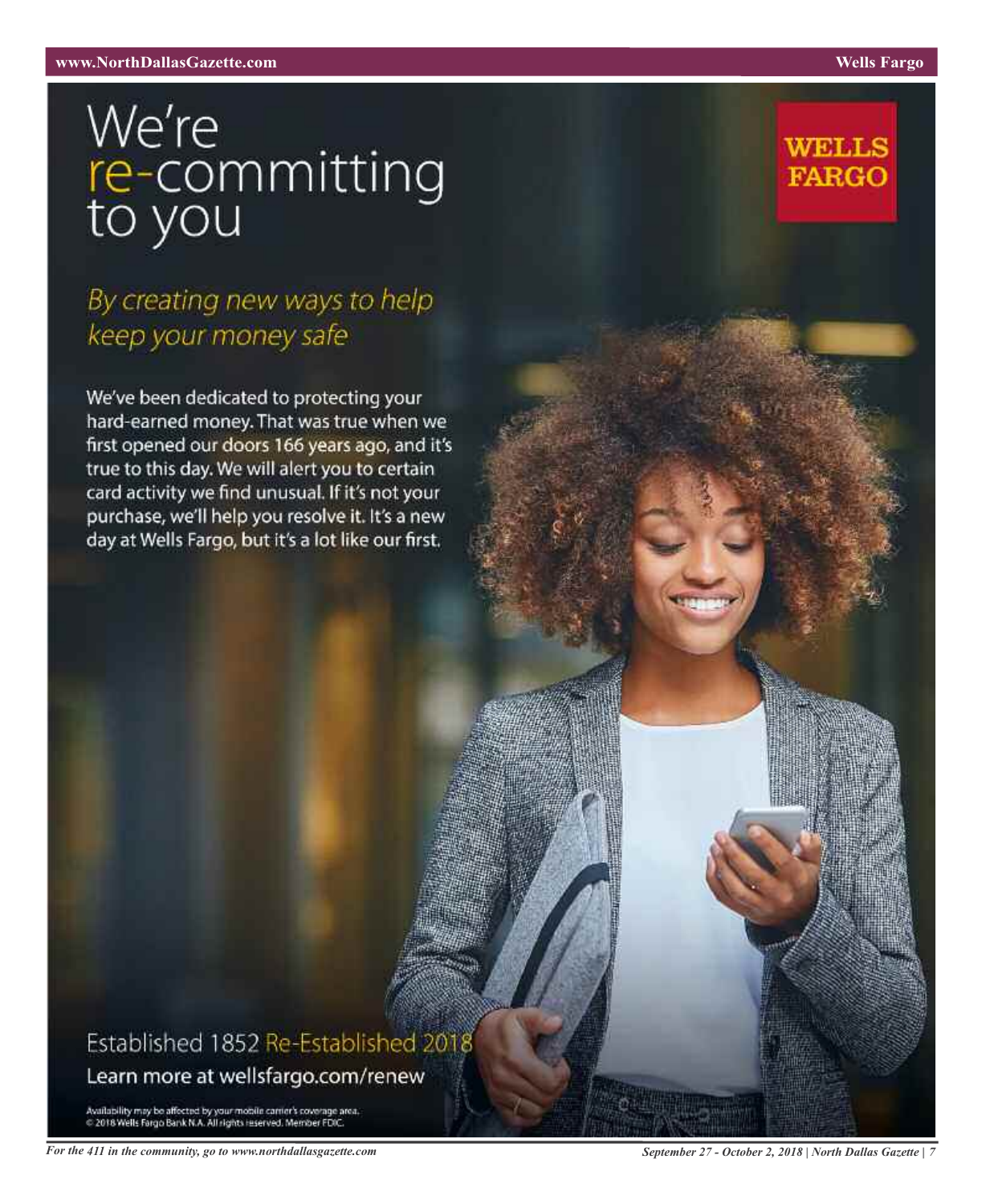# We're re-committing to you

## *By creating new ways to help keep your money safe*

We've been dedicated to protecting your hard-earned money. That was true when we first opened our doors 166 years ago, and it's true to this day. We will alert you to certain card activity we find unusual. If it's not your purchase, we'll help you resolve it. It's a new day at Wells Fargo, but it's a lot like our first.

**WELLS FARGO**

Established 1852 Re-Established 2018

Learn more at wellsfargo.com/renew

Availability may be affected by your mobile carrier's coverage area.
© 2018 Wells Fargo Bank N.A. All rights reserved. Member FDIC.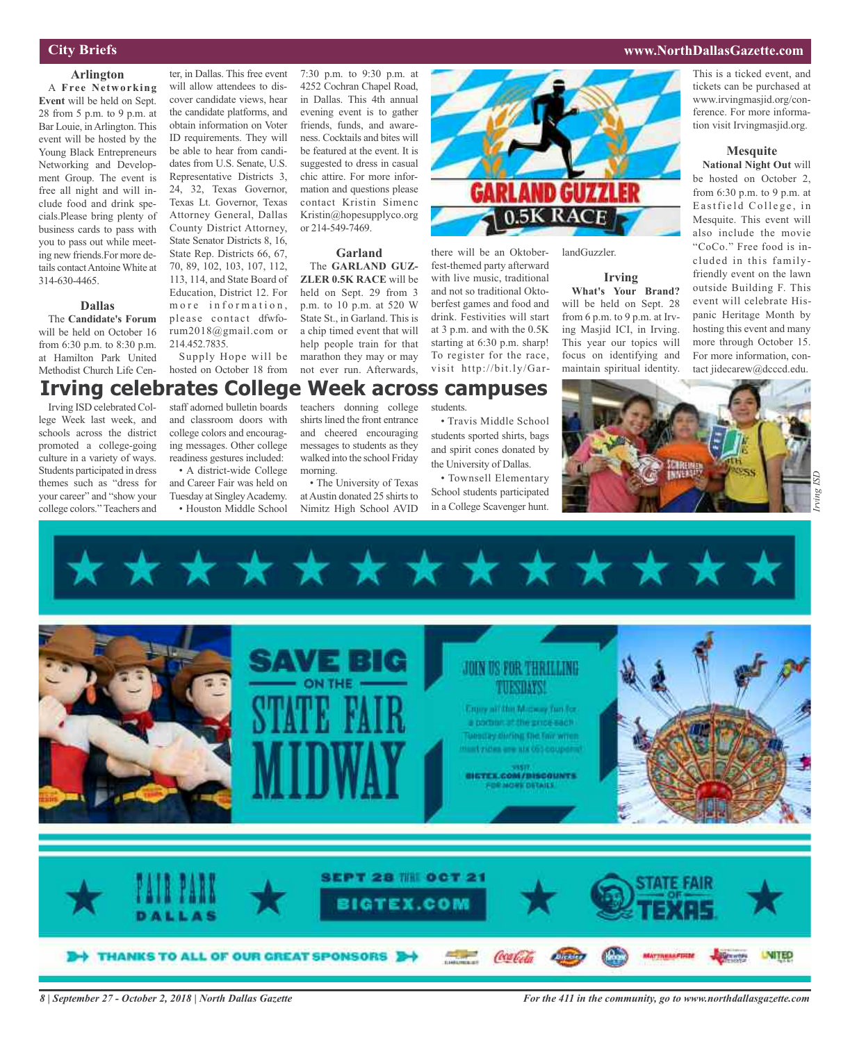## City Briefs

### Arlington

A **Free Networking Event** will be held on Sept. 28 from 5 p.m. to 9 p.m. at Bar Louie, in Arlington. This event will be hosted by the Young Black Entrepreneurs Networking and Development Group. The event is free all night and will include food and drink specials.Please bring plenty of business cards to pass with you to pass out while meeting new friends.For more details contact Antoine White at 314-630-4465.

### Dallas

The **Candidate's Forum** will be held on October 16 from 6:30 p.m. to 8:30 p.m. at Hamilton Park United Methodist Church Life Center, in Dallas. This free event will allow attendees to discover candidate views, hear the candidate platforms, and obtain information on Voter ID requirements. They will be able to hear from candidates from U.S. Senate, U.S. Representative Districts 3, 24, 32, Texas Governor, Texas Lt. Governor, Texas Attorney General, Dallas County District Attorney, State Senator Districts 8, 16, State Rep. Districts 66, 67, 70, 89, 102, 103, 107, 112, 113, 114, and State Board of Education, District 12. For more information, please contact dfwforum2018@gmail.com or 214.452.7835.

Supply Hope will be hosted on October 18 from 7:30 p.m. to 9:30 p.m. at 4252 Cochran Chapel Road, in Dallas. This 4th annual evening event is to gather friends, funds, and awareness. Cocktails and bites will be featured at the event. It is suggested to dress in casual chic attire. For more information and questions please contact Kristin Simenc Kristin@hopesupplyco.org or 214-549-7469.

### Garland

The **GARLAND GUZZLER 0.5K RACE** will be held on Sept. 29 from 3 p.m. to 10 p.m. at 520 W State St., in Garland. This is a chip timed event that will help people train for that marathon they may or may not ever run. Afterwards, there will be an Oktoberfest-themed party afterward with live music, traditional and not so traditional Oktoberfest games and food and drink. Festivities will start at 3 p.m. and with the 0.5K starting at 6:30 p.m. sharp! To register for the race, visit http://bit.ly/GarlandGuzzler.

### Irving

**What's Your Brand?** will be held on Sept. 28 from 6 p.m. to 9 p.m. at Irving Masjid ICI, in Irving. This year our topics will focus on identifying and maintain spiritual identity. This is a ticked event, and tickets can be purchased at www.irvingmasjid.org/conference. For more information visit Irvingmasjid.org.

### Mesquite

**National Night Out** will be hosted on October 2, from 6:30 p.m. to 9 p.m. at Eastfield College, in Mesquite. This event will also include the movie "CoCo." Free food is included in this family-friendly event on the lawn outside Building F. This event will celebrate Hispanic Heritage Month by hosting this event and many more through October 15. For more information, contact jidecarew@dcccd.edu.

# Irving celebrates College Week across campuses

Irving ISD celebrated College Week last week, and schools across the district promoted a college-going culture in a variety of ways. Students participated in dress themes such as "dress for your career" and "show your college colors." Teachers and staff adorned bulletin boards and classroom doors with college colors and encouraging messages. Other college readiness gestures included:

- A district-wide College and Career Fair was held on Tuesday at Singley Academy.
- Houston Middle School teachers donning college shirts lined the front entrance and cheered encouraging messages to students as they walked into the school Friday morning.
- The University of Texas at Austin donated 25 shirts to Nimitz High School AVID students.
- Travis Middle School students sported shirts, bags and spirit cones donated by the University of Dallas.
- Townsell Elementary School students participated in a College Scavenger hunt.

*Irving ISD*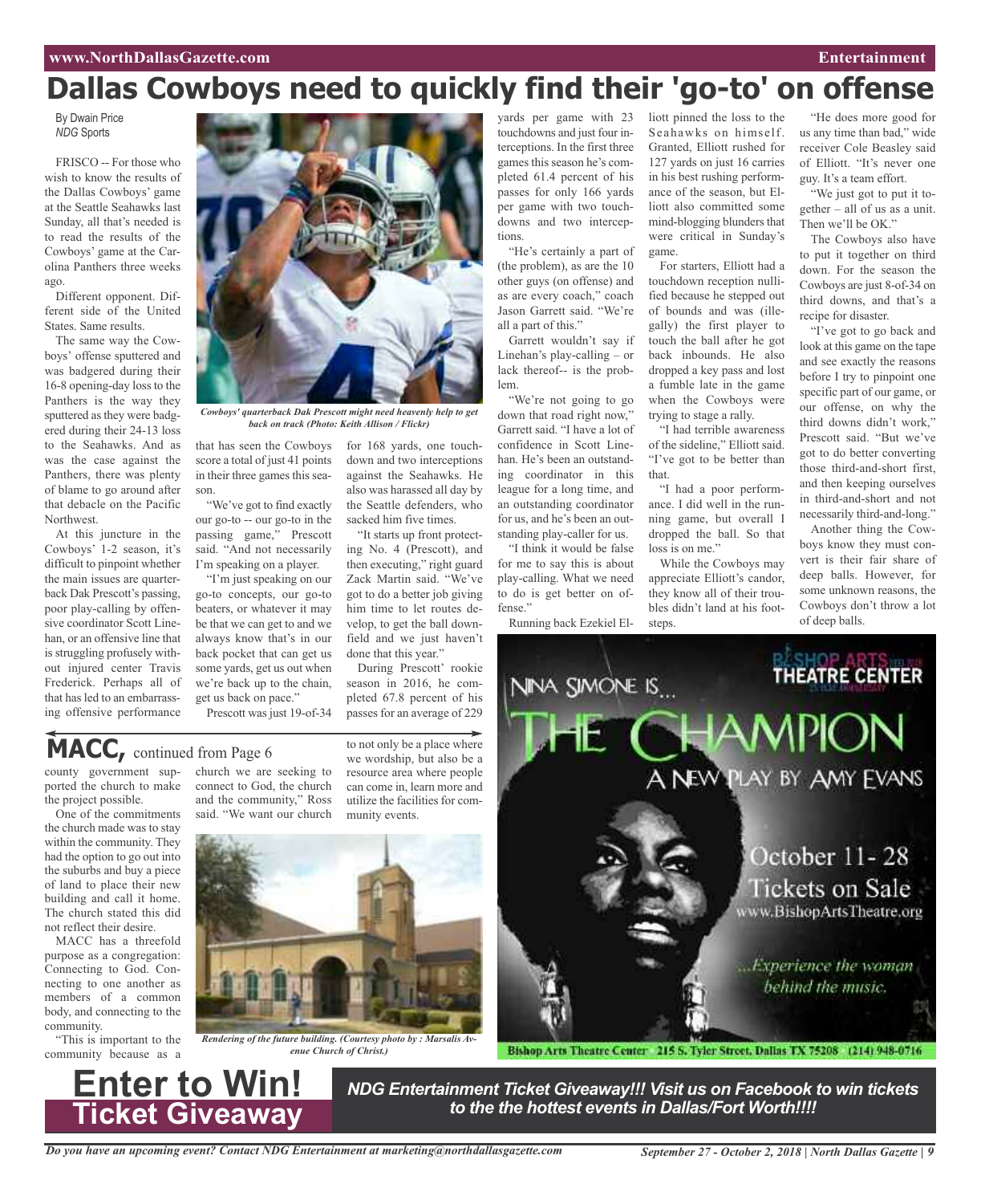# Dallas Cowboys need to quickly find their 'go-to' on offense

By Dwain Price
*NDG* Sports

FRISCO -- For those who wish to know the results of the Dallas Cowboys' game at the Seattle Seahawks last Sunday, all that's needed is to read the results of the Cowboys' game at the Carolina Panthers three weeks ago.

Different opponent. Different side of the United States. Same results.

The same way the Cowboys' offense sputtered and was badgered during their 16-8 opening-day loss to the Panthers is the way they sputtered as they were badgered during their 24-13 loss to the Seahawks. And as was the case against the Panthers, there was plenty of blame to go around after that debacle on the Pacific Northwest.

At this juncture in the Cowboys' 1-2 season, it's difficult to pinpoint whether the main issues are quarterback Dak Prescott's passing, poor play-calling by offensive coordinator Scott Linehan, or an offensive line that is struggling profusely without injured center Travis Frederick. Perhaps all of that has led to an embarrassing offensive performance that has seen the Cowboys score a total of just 41 points in their three games this season.

*Cowboys' quarterback Dak Prescott might need heavenly help to get back on track (Photo: Keith Allison / Flickr)*

"We've got to find exactly our go-to -- our go-to in the passing game," Prescott said. "And not necessarily I'm speaking on a player.

"I'm just speaking on our go-to concepts, our go-to beaters, or whatever it may be that we can get to and we always know that's in our back pocket that can get us some yards, get us out when we're back up to the chain, get us back on pace."

Prescott was just 19-of-34 for 168 yards, one touchdown and two interceptions against the Seahawks. He also was harassed all day by the Seattle defenders, who sacked him five times.

"It starts up front protecting No. 4 (Prescott), and then executing," right guard Zack Martin said. "We've got to do a better job giving him time to let routes develop, to get the ball downfield and we just haven't done that this year."

During Prescott' rookie season in 2016, he completed 67.8 percent of his passes for an average of 229 yards per game with 23 touchdowns and just four interceptions. In the first three games this season he's completed 61.4 percent of his passes for only 166 yards per game with two touchdowns and two interceptions.

"He's certainly a part of (the problem), as are the 10 other guys (on offense) and as are every coach," coach Jason Garrett said. "We're all a part of this."

Garrett wouldn't say if Linehan's play-calling – or lack thereof-- is the problem.

"We're not going to go down that road right now," Garrett said. "I have a lot of confidence in Scott Linehan. He's been an outstanding coordinator in this league for a long time, and an outstanding coordinator for us, and he's been an outstanding play-caller for us.

"I think it would be false for me to say this is about play-calling. What we need to do is get better on offense."

Running back Ezekiel Elliott pinned the loss to the Seahawks on himself. Granted, Elliott rushed for 127 yards on just 16 carries in his best rushing performance of the season, but Elliott also committed some mind-blogging blunders that were critical in Sunday's game.

For starters, Elliott had a touchdown reception nullified because he stepped out of bounds and was (illegally) the first player to touch the ball after he got back inbounds. He also dropped a key pass and lost a fumble late in the game when the Cowboys were trying to stage a rally.

"I had terrible awareness of the sideline," Elliott said. "I've got to be better than that.

"I had a poor performance. I did well in the running game, but overall I dropped the ball. So that loss is on me."

While the Cowboys may appreciate Elliott's candor, they know all of their troubles didn't land at his footsteps.

"He does more good for us any time than bad," wide receiver Cole Beasley said of Elliott. "It's never one guy. It's a team effort.

"We just got to put it together – all of us as a unit. Then we'll be OK."

The Cowboys also have to put it together on third down. For the season the Cowboys are just 8-of-34 on third downs, and that's a recipe for disaster.

"I've got to go back and look at this game on the tape and see exactly the reasons before I try to pinpoint one specific part of our game, or our offense, on why the third downs didn't work," Prescott said. "But we've got to do better converting those third-and-short first, and then keeping ourselves in third-and-short and not necessarily third-and-long."

Another thing the Cowboys know they must convert is their fair share of deep balls. However, for some unknown reasons, the Cowboys don't throw a lot of deep balls.

## MACC, continued from Page 6

county government supported the church to make the project possible.

One of the commitments the church made was to stay within the community. They had the option to go out into the suburbs and buy a piece of land to place their new building and call it home. The church stated this did not reflect their desire.

MACC has a threefold purpose as a congregation: Connecting to God. Connecting to one another as members of a common body, and connecting to the community.

"This is important to the community because as a church we are seeking to connect to God, the church and the community," Ross said. "We want our church to not only be a place where we wordship, but also be a resource area where people can come in, learn more and utilize the facilities for community events.

*Rendering of the future building. (Courtesy photo by : Marsalis Avenue Church of Christ.)*

Bishop Arts Theatre Center

NINA SIMONE IS...
THE CHAMPION
A NEW PLAY BY AMY EVANS

October 11 - 28
Tickets on Sale
www.BishopArtsTheatre.org

...Experience the woman behind the music.

Bishop Arts Theatre Center 215 S. Tyler Street, Dallas TX 75208 (214) 948-0716

## Enter to Win! Ticket Giveaway

***NDG Entertainment Ticket Giveaway!!! Visit us on Facebook to win tickets to the the hottest events in Dallas/Fort Worth!!!!***

*Do you have an upcoming event? Contact NDG Entertainment at marketing@northdallasgazette.com*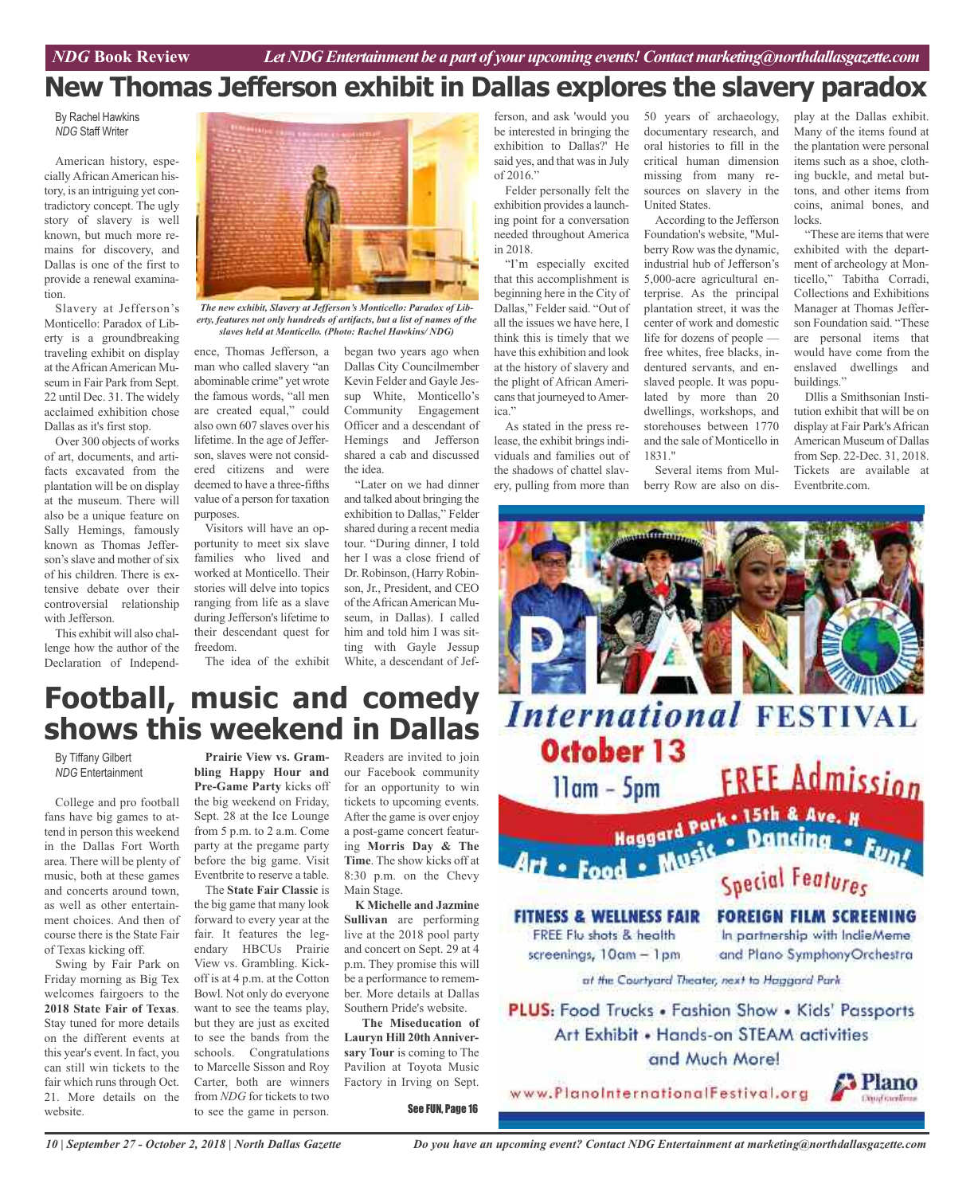# New Thomas Jefferson exhibit in Dallas explores the slavery paradox

By Rachel Hawkins
*NDG* Staff Writer

American history, especially African American history, is an intriguing yet contradictory concept. The ugly story of slavery is well known, but much more remains for discovery, and Dallas is one of the first to provide a renewal examination.

Slavery at Jefferson's Monticello: Paradox of Liberty is a groundbreaking traveling exhibit on display at the African American Museum in Fair Park from Sept. 22 until Dec. 31. The widely acclaimed exhibition chose Dallas as it's first stop.

Over 300 objects of works of art, documents, and artifacts excavated from the plantation will be on display at the museum. There will also be a unique feature on Sally Hemings, famously known as Thomas Jefferson's slave and mother of six of his children. There is extensive debate over their controversial relationship with Jefferson.

This exhibit will also challenge how the author of the Declaration of Independence, Thomas Jefferson, a man who called slavery "an abominable crime" yet wrote the famous words, "all men are created equal," could also own 607 slaves over his lifetime. In the age of Jefferson, slaves were not considered citizens and were deemed to have a three-fifths value of a person for taxation purposes.

*The new exhibit, Slavery at Jefferson's Monticello: Paradox of Liberty, features not only hundreds of artifacts, but a list of names of the slaves held at Monticello. (Photo: Rachel Hawkins/ NDG)*

Visitors will have an opportunity to meet six slave families who lived and worked at Monticello. Their stories will delve into topics ranging from life as a slave during Jefferson's lifetime to their descendant quest for freedom.

The idea of the exhibit began two years ago when Dallas City Councilmember Kevin Felder and Gayle Jessup White, Monticello's Community Engagement Officer and a descendant of Hemings and Jefferson shared a cab and discussed the idea.

"Later on we had dinner and talked about bringing the exhibition to Dallas," Felder shared during a recent media tour. "During dinner, I told her I was a close friend of Dr. Robinson, (Harry Robinson, Jr., President, and CEO of the African American Museum, in Dallas). I called him and told him I was sitting with Gayle Jessup White, a descendant of Jefferson, and ask 'would you be interested in bringing the exhibition to Dallas?' He said yes, and that was in July of 2016."

Felder personally felt the exhibition provides a launching point for a conversation needed throughout America in 2018.

"I'm especially excited that this accomplishment is beginning here in the City of Dallas," Felder said. "Out of all the issues we have here, I think this is timely that we have this exhibition and look at the history of slavery and the plight of African Americans that journeyed to America."

As stated in the press release, the exhibit brings individuals and families out of the shadows of chattel slavery, pulling from more than 50 years of archaeology, documentary research, and oral histories to fill in the critical human dimension missing from many resources on slavery in the United States.

According to the Jefferson Foundation's website, "Mulberry Row was the dynamic, industrial hub of Jefferson's 5,000-acre agricultural enterprise. As the principal plantation street, it was the center of work and domestic life for dozens of people — free whites, free blacks, indentured servants, and enslaved people. It was populated by more than 20 dwellings, workshops, and storehouses between 1770 and the sale of Monticello in 1831."

Several items from Mulberry Row are also on display at the Dallas exhibit. Many of the items found at the plantation were personal items such as a shoe, clothing buckle, and metal buttons, and other items from coins, animal bones, and locks.

"These are items that were exhibited with the department of archeology at Monticello," Tabitha Corradi, Collections and Exhibitions Manager at Thomas Jefferson Foundation said. "These are personal items that would have come from the enslaved dwellings and buildings."

Dllis a Smithsonian Institution exhibit that will be on display at Fair Park's African American Museum of Dallas from Sep. 22-Dec. 31, 2018. Tickets are available at Eventbrite.com.

# Football, music and comedy shows this weekend in Dallas

By Tiffany Gilbert
*NDG* Entertainment

College and pro football fans have big games to attend in person this weekend in the Dallas Fort Worth area. There will be plenty of music, both at these games and concerts around town, as well as other entertainment choices. And then of course there is the State Fair of Texas kicking off.

Swing by Fair Park on Friday morning as Big Tex welcomes fairgoers to the **2018 State Fair of Texas**. Stay tuned for more details on the different events at this year's event. In fact, you can still win tickets to the fair which runs through Oct. 21. More details on the website.

**Prairie View vs. Grambling Happy Hour and Pre-Game Party** kicks off the big weekend on Friday, Sept. 28 at the Ice Lounge from 5 p.m. to 2 a.m. Come party at the pregame party before the big game. Visit Eventbrite to reserve a table.

The **State Fair Classic** is the big game that many look forward to every year at the fair. It features the legendary HBCUs Prairie View vs. Grambling. Kickoff is at 4 p.m. at the Cotton Bowl. Not only do everyone want to see the teams play, but they are just as excited to see the bands from the schools. Congratulations to Marcelle Sisson and Roy Carter, both are winners from *NDG* for tickets to two to see the game in person. Readers are invited to join our Facebook community for an opportunity to win tickets to upcoming events. After the game is over enjoy a post-game concert featuring **Morris Day & The Time**. The show kicks off at 8:30 p.m. on the Chevy Main Stage.

**K Michelle and Jazmine Sullivan** are performing live at the 2018 pool party and concert on Sept. 29 at 4 p.m. They promise this will be a performance to remember. More details at Dallas Southern Pride's website.

**The Miseducation of Lauryn Hill 20th Anniversary Tour** is coming to The Pavilion at Toyota Music Factory in Irving on Sept.

See FUN, Page 16

**Plano International FESTIVAL**

**October 13**
11am – 5pm

**FREE Admission**

Haggard Park • 15th & Ave. H
Art • Food • Music • Dancing • Fun!

Special Features

**FITNESS & WELLNESS FAIR**
FREE Flu shots & health screenings, 10am – 1pm

**FOREIGN FILM SCREENING**
In partnership with IndieMeme and Plano SymphonyOrchestra
at the Courtyard Theater, next to Haggard Park

**PLUS:** Food Trucks • Fashion Show • Kids' Passports
Art Exhibit • Hands-on STEAM activities
and Much More!

www.PlanoInternationalFestival.org

Plano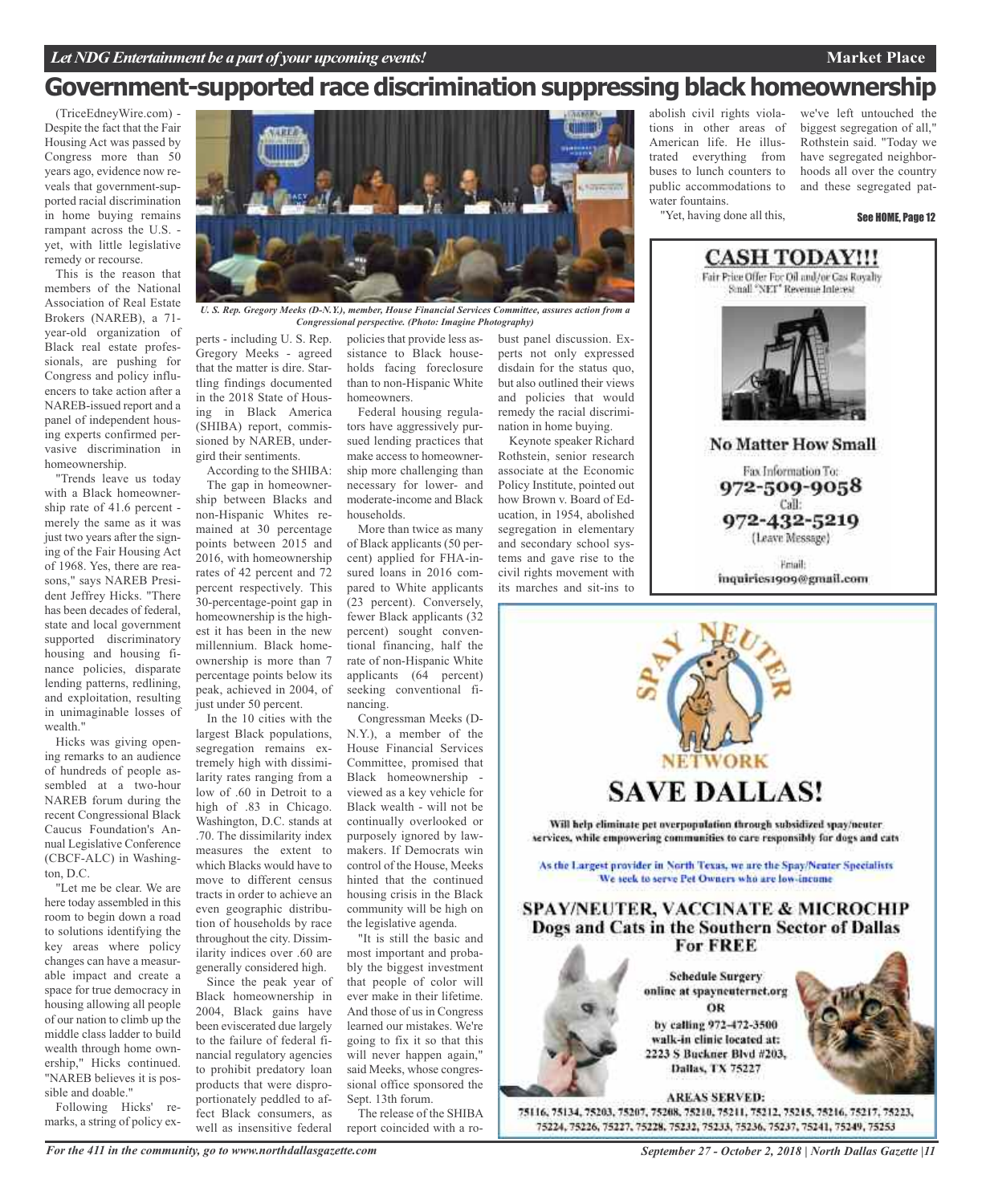# Government-supported race discrimination suppressing black homeownership

(TriceEdneyWire.com) - Despite the fact that the Fair Housing Act was passed by Congress more than 50 years ago, evidence now reveals that government-supported racial discrimination in home buying remains rampant across the U.S. - yet, with little legislative remedy or recourse.

This is the reason that members of the National Association of Real Estate Brokers (NAREB), a 71-year-old organization of Black real estate professionals, are pushing for Congress and policy influencers to take action after a NAREB-issued report and a panel of independent housing experts confirmed pervasive discrimination in homeownership.

"Trends leave us today with a Black homeownership rate of 41.6 percent - merely the same as it was just two years after the signing of the Fair Housing Act of 1968. Yes, there are reasons," says NAREB President Jeffrey Hicks. "There has been decades of federal, state and local government supported discriminatory housing and housing finance policies, disparate lending patterns, redlining, and exploitation, resulting in unimaginable losses of wealth."

Hicks was giving opening remarks to an audience of hundreds of people assembled at a two-hour NAREB forum during the recent Congressional Black Caucus Foundation's Annual Legislative Conference (CBCF-ALC) in Washington, D.C.

"Let me be clear. We are here today assembled in this room to begin down a road to solutions identifying the key areas where policy changes can have a measurable impact and create a space for true democracy in housing allowing all people of our nation to climb up the middle class ladder to build wealth through home ownership," Hicks continued. "NAREB believes it is possible and doable."

Following Hicks' remarks, a string of policy experts - including U. S. Rep. Gregory Meeks - agreed that the matter is dire. Startling findings documented in the 2018 State of Housing in Black America (SHIBA) report, commissioned by NAREB, undergird their sentiments.

*U. S. Rep. Gregory Meeks (D-N.Y.), member, House Financial Services Committee, assures action from a Congressional perspective. (Photo: Imagine Photography)*

According to the SHIBA:

The gap in homeownership between Blacks and non-Hispanic Whites remained at 30 percentage points between 2015 and 2016, with homeownership rates of 42 percent and 72 percent respectively. This 30-percentage-point gap in homeownership is the highest it has been in the new millennium. Black homeownership is more than 7 percentage points below its peak, achieved in 2004, of just under 50 percent.

In the 10 cities with the largest Black populations, segregation remains extremely high with dissimilarity rates ranging from a low of .60 in Detroit to a high of .83 in Chicago. Washington, D.C. stands at .70. The dissimilarity index measures the extent to which Blacks would have to move to different census tracts in order to achieve an even geographic distribution of households by race throughout the city. Dissimilarity indices over .60 are generally considered high.

Since the peak year of Black homeownership in 2004, Black gains have been eviscerated due largely to the failure of federal financial regulatory agencies to prohibit predatory loan products that were disproportionately peddled to affect Black consumers, as well as insensitive federal policies that provide less assistance to Black households facing foreclosure than to non-Hispanic White homeowners.

Federal housing regulators have aggressively pursued lending practices that make access to homeownership more challenging than necessary for lower- and moderate-income and Black households.

More than twice as many of Black applicants (50 percent) applied for FHA-insured loans in 2016 compared to White applicants (23 percent). Conversely, fewer Black applicants (32 percent) sought conventional financing, half the rate of non-Hispanic White applicants (64 percent) seeking conventional financing.

Congressman Meeks (D-N.Y.), a member of the House Financial Services Committee, promised that Black homeownership - viewed as a key vehicle for Black wealth - will not be continually overlooked or purposely ignored by lawmakers. If Democrats win control of the House, Meeks hinted that the continued housing crisis in the Black community will be high on the legislative agenda.

"It is still the basic and most important and probably the biggest investment that people of color will ever make in their lifetime. And those of us in Congress learned our mistakes. We're going to fix it so that this will never happen again," said Meeks, whose congressional office sponsored the Sept. 13th forum.

The release of the SHIBA report coincided with a robust panel discussion. Experts not only expressed disdain for the status quo, but also outlined their views and policies that would remedy the racial discrimination in home buying.

Keynote speaker Richard Rothstein, senior research associate at the Economic Policy Institute, pointed out how Brown v. Board of Education, in 1954, abolished segregation in elementary and secondary school systems and gave rise to the civil rights movement with its marches and sit-ins to abolish civil rights violations in other areas of American life. He illustrated everything from buses to lunch counters to public accommodations to water fountains.

"Yet, having done all this, we've left untouched the biggest segregation of all," Rothstein said. "Today we have segregated neighborhoods all over the country and these segregated pat-

See HOME, Page 12

**CASH TODAY!!!**

Fair Price Offer For Oil and/or Gas Royalty Small "NET" Revenue Interest

**No Matter How Small**

Fax Information To:
**972-509-9058**
Call:
**972-432-5219**
(Leave Message)

Email:
inquiries1909@gmail.com

**SPAY NEUTER NETWORK**

**SAVE DALLAS!**

Will help eliminate pet overpopulation through subsidized spay/neuter services, while empowering communities to care responsibly for dogs and cats

As the Largest provider in North Texas, we are the Spay/Neuter Specialists
We seek to serve Pet Owners who are low-income

**SPAY/NEUTER, VACCINATE & MICROCHIP**
**Dogs and Cats in the Southern Sector of Dallas**
**For FREE**

Schedule Surgery online at spayneuternet.org
OR
by calling 972-472-3500
walk-in clinic located at:
2223 S Buckner Blvd #203,
Dallas, TX 75227

**AREAS SERVED:**
75116, 75134, 75203, 75207, 75208, 75210, 75211, 75212, 75215, 75216, 75217, 75223, 75224, 75226, 75227, 75228, 75232, 75233, 75236, 75237, 75241, 75249, 75253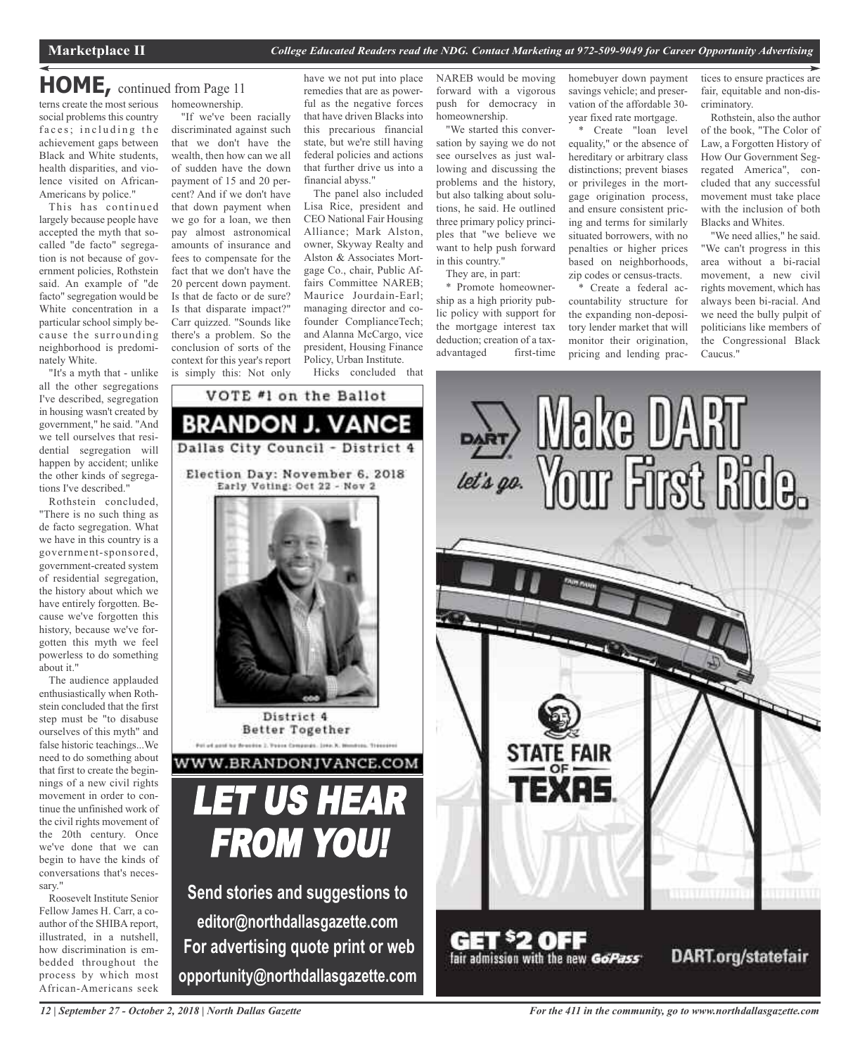# HOME, continued from Page 11

terns create the most serious social problems this country faces; including the achievement gaps between Black and White students, health disparities, and violence visited on African-Americans by police."

This has continued largely because people have accepted the myth that so-called "de facto" segregation is not because of government policies, Rothstein said. An example of "de facto" segregation would be White concentration in a particular school simply because the surrounding neighborhood is predominately White.

"It's a myth that - unlike all the other segregations I've described, segregation in housing wasn't created by government," he said. "And we tell ourselves that residential segregation will happen by accident; unlike the other kinds of segregations I've described."

Rothstein concluded, "There is no such thing as de facto segregation. What we have in this country is a government-sponsored, government-created system of residential segregation, the history about which we have entirely forgotten. Because we've forgotten this history, because we've forgotten this myth we feel powerless to do something about it."

The audience applauded enthusiastically when Rothstein concluded that the first step must be "to disabuse ourselves of this myth" and false historic teachings...We need to do something about that first to create the beginnings of a new civil rights movement in order to continue the unfinished work of the civil rights movement of the 20th century. Once we've done that we can begin to have the kinds of conversations that's necessary."

Roosevelt Institute Senior Fellow James H. Carr, a co-author of the SHIBA report, illustrated, in a nutshell, how discrimination is embedded throughout the process by which most African-Americans seek homeownership.

"If we've been racially discriminated against such that we don't have the wealth, then how can we all of sudden have the down payment of 15 and 20 percent? And if we don't have that down payment when we go for a loan, we then pay almost astronomical amounts of insurance and fees to compensate for the fact that we don't have the 20 percent down payment. Is that de facto or de sure? Is that disparate impact?" Carr quizzed. "Sounds like there's a problem. So the conclusion of sorts of the context for this year's report is simply this: Not only have we not put into place remedies that are as powerful as the negative forces that have driven Blacks into this precarious financial state, but we're still having federal policies and actions that further drive us into a financial abyss."

The panel also included Lisa Rice, president and CEO National Fair Housing Alliance; Mark Alston, owner, Skyway Realty and Alston & Associates Mortgage Co., chair, Public Affairs Committee NAREB; Maurice Jourdain-Earl; managing director and co-founder ComplianceTech; and Alanna McCargo, vice president, Housing Finance Policy, Urban Institute.

Hicks concluded that NAREB would be moving forward with a vigorous push for democracy in homeownership.

"We started this conversation by saying we do not see ourselves as just wallowing and discussing the problems and the history, but also talking about solutions, he said. He outlined three primary policy principles that "we believe we want to help push forward in this country."

They are, in part:

* Promote homeownership as a high priority public policy with support for the mortgage interest tax deduction; creation of a tax-advantaged first-time homebuyer down payment savings vehicle; and preservation of the affordable 30-year fixed rate mortgage.

* Create "loan level equality," or the absence of hereditary or arbitrary class distinctions; prevent biases or privileges in the mortgage origination process, and ensure consistent pricing and terms for similarly situated borrowers, with no penalties or higher prices based on neighborhoods, zip codes or census-tracts.

* Create a federal accountability structure for the expanding non-depository lender market that will monitor their origination, pricing and lending practices to ensure practices are fair, equitable and non-discriminatory.

Rothstein, also the author of the book, "The Color of Law, a Forgotten History of How Our Government Segregated America", concluded that any successful movement must take place with the inclusion of both Blacks and Whites.

"We need allies," he said. "We can't progress in this area without a bi-racial movement, a new civil rights movement, which has always been bi-racial. And we need the bully pulpit of politicians like members of the Congressional Black Caucus."

---

VOTE #1 on the Ballot

**BRANDON J. VANCE**

Dallas City Council - District 4

Election Day: November 6, 2018
Early Voting: Oct 22 - Nov 2

District 4
Better Together

WWW.BRANDONJVANCE.COM

---

***LET US HEAR FROM YOU!***

**Send stories and suggestions to editor@northdallasgazette.com**

**For advertising quote print or web opportunity@northdallasgazette.com**

---

DART let's go. **Make DART Your First Ride.**

STATE FAIR OF TEXAS

**GET $2 OFF** fair admission with the new GoPass

DART.org/statefair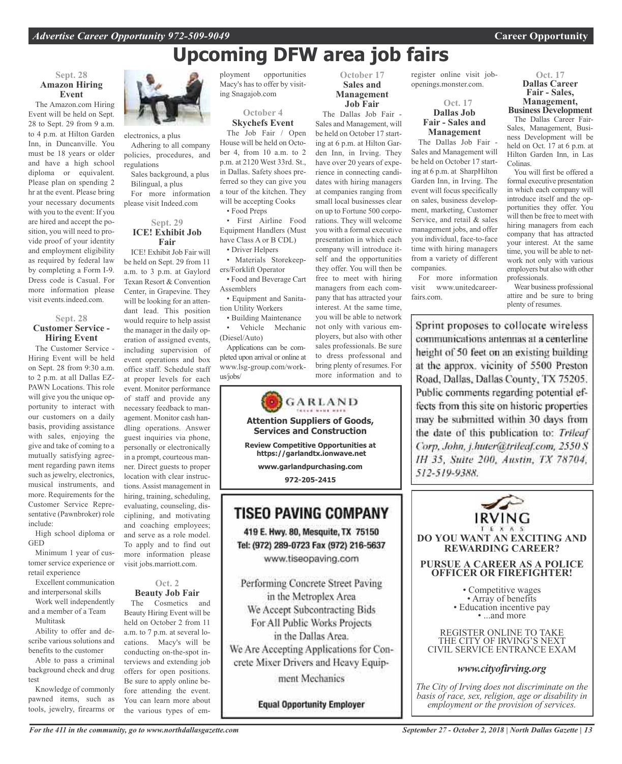# Upcoming DFW area job fairs

### Sept. 28
### Amazon Hiring Event

The Amazon.com Hiring Event will be held on Sept. 28 to Sept. 29 from 9 a.m. to 4 p.m. at Hilton Garden Inn, in Duncanville. You must be 18 years or older and have a high school diploma or equivalent. Please plan on spending 2 hr at the event. Please bring your necessary documents with you to the event: If you are hired and accept the position, you will need to provide proof of your identity and employment eligibility as required by federal law by completing a Form I-9. Dress code is Casual. For more information please visit events.indeed.com.

### Sept. 28
### Customer Service - Hiring Event

The Customer Service - Hiring Event will be held on Sept. 28 from 9:30 a.m. to 2 p.m. at all Dallas EZ-PAWN Locations. This role will give you the unique opportunity to interact with our customers on a daily basis, providing assistance with sales, enjoying the give and take of coming to a mutually satisfying agreement regarding pawn items such as jewelry, electronics, musical instruments, and more. Requirements for the Customer Service Representative (Pawnbroker) role include:

High school diploma or GED

Minimum 1 year of customer service experience or retail experience

Excellent communication and interpersonal skills

Work well independently and a member of a Team

Multitask

Ability to offer and describe various solutions and benefits to the customer

Able to pass a criminal background check and drug test

Knowledge of commonly pawned items, such as tools, jewelry, firearms or electronics, a plus

Adhering to all company policies, procedures, and regulations

Sales background, a plus

Bilingual, a plus

For more information please visit Indeed.com

### Sept. 29
### ICE! Exhibit Job Fair

ICE! Exhibit Job Fair will be held on Sept. 29 from 11 a.m. to 3 p.m. at Gaylord Texan Resort & Convention Center, in Grapevine. They will be looking for an attendant lead. This position would require to help assist the manager in the daily operation of assigned events, including supervision of event operations and box office staff. Schedule staff at proper levels for each event. Monitor performance of staff and provide any necessary feedback to management. Monitor cash handling operations. Answer guest inquiries via phone, personally or electronically in a prompt, courteous manner. Direct guests to proper location with clear instructions. Assist management in hiring, training, scheduling, evaluating, counseling, disciplining, and motivating and coaching employees; and serve as a role model. To apply and to find out more information please visit jobs.marriott.com.

### Oct. 2
### Beauty Job Fair

The Cosmetics and Beauty Hiring Event will be held on October 2 from 11 a.m. to 7 p.m. at several locations. Macy's will be conducting on-the-spot interviews and extending job offers for open positions. Be sure to apply online before attending the event. You can learn more about the various types of employment opportunities Macy's has to offer by visiting Snagajob.com

### October 4
### Skychefs Event

The Job Fair / Open House will be held on October 4, from 10 a.m. to 2 p.m. at 2120 West 33rd. St., in Dallas. Safety shoes preferred so they can give you a tour of the kitchen. They will be accepting Cooks

- Food Preps
- First Airline Food Equipment Handlers (Must have Class A or B CDL)
- Driver Helpers
- Materials Storekeepers/Forklift Operator
- Food and Beverage Cart Assemblers
- Equipment and Sanitation Utility Workers
- Building Maintenance
- Vehicle Mechanic (Diesel/Auto)

Applications can be completed upon arrival or online at www.lsg-group.com/work-us/jobs/

### October 17
### Sales and Management Job Fair

The Dallas Job Fair - Sales and Management, will be held on October 17 starting at 6 p.m. at Hilton Garden Inn, in Irving. They have over 20 years of experience in connecting candidates with hiring managers at companies ranging from small local businesses clear on up to Fortune 500 corporations. They will welcome you with a formal executive presentation in which each company will introduce itself and the opportunities they offer. You will then be free to meet with hiring managers from each company that has attracted your interest. At the same time, you will be able to network not only with various employers, but also with other sales professionals. Be sure to dress professonal and bring plenty of resumes. For more information and to register online visit job-openings.monster.com.

### Oct. 17
### Dallas Job Fair - Sales and Management

The Dallas Job Fair - Sales and Management will be held on October 17 starting at 6 p.m. at SharpHilton Garden Inn, in Irving. The event will focus specifically on sales, business development, marketing, Customer Service, and retail & sales management jobs, and offer you individual, face-to-face time with hiring managers from a variety of different companies.

For more information visit www.unitedcareerfairs.com.

### Oct. 17
### Dallas Career Fair - Sales, Management, Business Development

The Dallas Career Fair-Sales, Management, Business Development will be held on Oct. 17 at 6 p.m. at Hilton Garden Inn, in Las Colinas.

You will first be offered a formal executive presentation in which each company will introduce itself and the opportunities they offer. You will then be free to meet with hiring managers from each company that has attracted your interest. At the same time, you will be able to network not only with various employers but also with other professionals.

Wear business professional attire and be sure to bring plenty of resumes.

---

**GARLAND**

**Attention Suppliers of Goods, Services and Construction**

**Review Competitive Opportunities at https://garlandtx.ionwave.net**

**www.garlandpurchasing.com**

**972-205-2415**

---

Sprint proposes to collocate wireless communications antennas at a centerline height of 50 feet on an existing building at the approx. vicinity of 5500 Preston Road, Dallas, Dallas County, TX 75205. Public comments regarding potential effects from this site on historic properties may be submitted within 30 days from the date of this publication to: *Trileaf Corp, John, j.huter@trileaf.com, 2550 S IH 35, Suite 200, Austin, TX 78704, 512-519-9388.*

---

## TISEO PAVING COMPANY

419 E. Hwy. 80, Mesquite, TX 75150
Tel: (972) 289-0723 Fax (972) 216-5637
www.tiseopaving.com

Performing Concrete Street Paving in the Metroplex Area
We Accept Subcontracting Bids For All Public Works Projects in the Dallas Area.
We Are Accepting Applications for Concrete Mixer Drivers and Heavy Equipment Mechanics

**Equal Opportunity Employer**

---

IRVING TEXAS

**DO YOU WANT AN EXCITING AND REWARDING CAREER?**

**PURSUE A CAREER AS A POLICE OFFICER OR FIREFIGHTER!**

- Competitive wages
- Array of benefits
- Education incentive pay
- ...and more

REGISTER ONLINE TO TAKE THE CITY OF IRVING'S NEXT CIVIL SERVICE ENTRANCE EXAM

***www.cityofirving.org***

*The City of Irving does not discriminate on the basis of race, sex, religion, age or disability in employment or the provision of services.*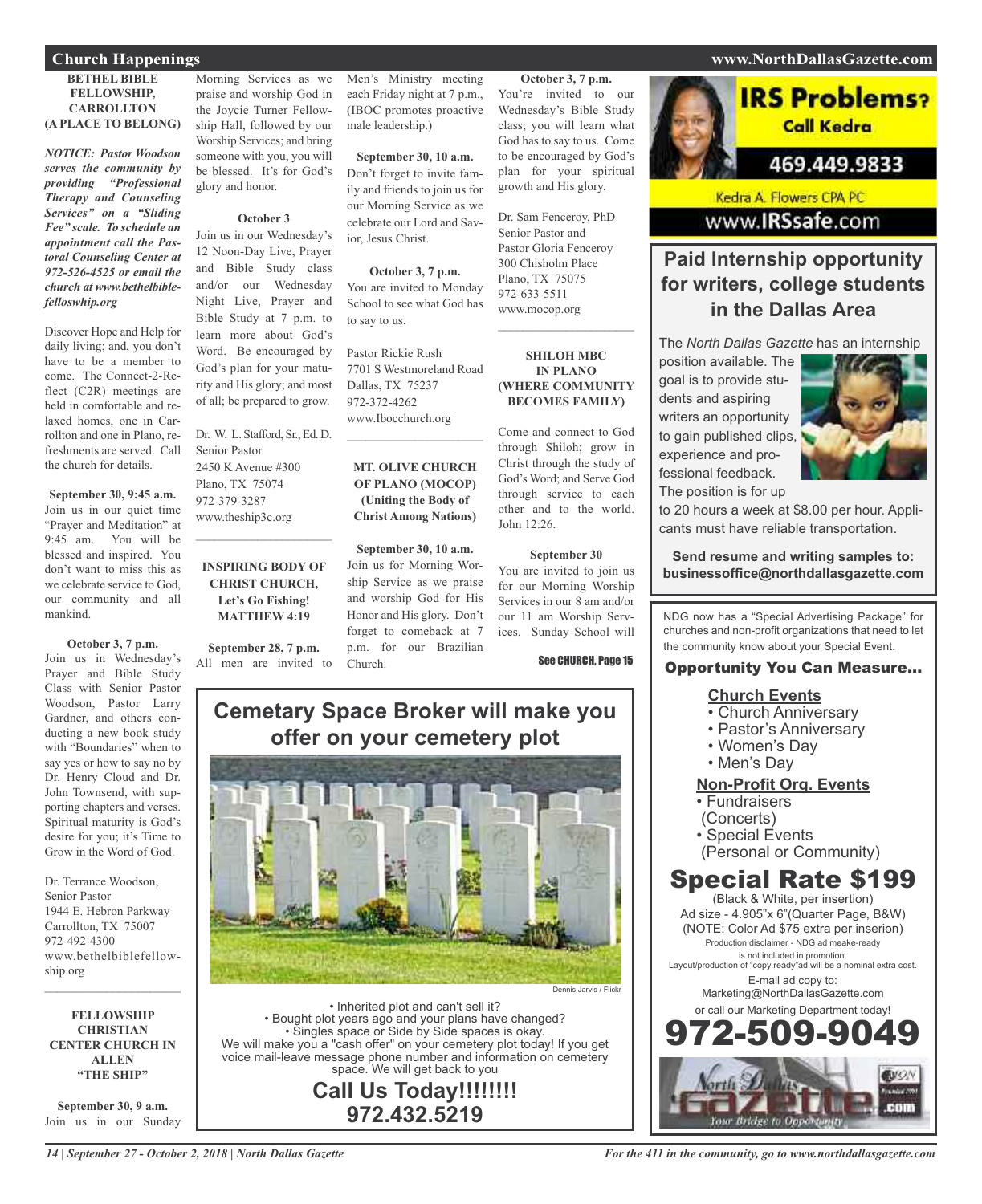## Church Happenings

**BETHEL BIBLE FELLOWSHIP, CARROLLTON (A PLACE TO BELONG)**

***NOTICE: Pastor Woodson serves the community by providing "Professional Therapy and Counseling Services" on a "Sliding Fee" scale. To schedule an appointment call the Pastoral Counseling Center at 972-526-4525 or email the church at www.bethelbiblefelloswhip.org***

Discover Hope and Help for daily living; and, you don't have to be a member to come. The Connect-2-Reflect (C2R) meetings are held in comfortable and relaxed homes, one in Carrollton and one in Plano, refreshments are served. Call the church for details.

**September 30, 9:45 a.m.**
Join us in our quiet time "Prayer and Meditation" at 9:45 am. You will be blessed and inspired. You don't want to miss this as we celebrate service to God, our community and all mankind.

**October 3, 7 p.m.**
Join us in Wednesday's Prayer and Bible Study Class with Senior Pastor Woodson, Pastor Larry Gardner, and others conducting a new book study with "Boundaries" when to say yes or how to say no by Dr. Henry Cloud and Dr. John Townsend, with supporting chapters and verses. Spiritual maturity is God's desire for you; it's Time to Grow in the Word of God.

Dr. Terrance Woodson,
Senior Pastor
1944 E. Hebron Parkway
Carrollton, TX 75007
972-492-4300
www.bethelbiblefellowship.org

---

**FELLOWSHIP CHRISTIAN CENTER CHURCH IN ALLEN "THE SHIP"**

**September 30, 9 a.m.**
Join us in our Sunday Morning Services as we praise and worship God in the Joycie Turner Fellowship Hall, followed by our Worship Services; and bring someone with you, you will be blessed. It's for God's glory and honor.

**October 3**
Join us in our Wednesday's 12 Noon-Day Live, Prayer and Bible Study class and/or our Wednesday Night Live, Prayer and Bible Study at 7 p.m. to learn more about God's Word. Be encouraged by God's plan for your maturity and His glory; and most of all; be prepared to grow.

Dr. W. L. Stafford, Sr., Ed. D.
Senior Pastor
2450 K Avenue #300
Plano, TX 75074
972-379-3287
www.theship3c.org

---

**INSPIRING BODY OF CHRIST CHURCH, Let's Go Fishing! MATTHEW 4:19**

**September 28, 7 p.m.**
All men are invited to Men's Ministry meeting each Friday night at 7 p.m., (IBOC promotes proactive male leadership.)

**September 30, 10 a.m.**
Don't forget to invite family and friends to join us for our Morning Service as we celebrate our Lord and Savior, Jesus Christ.

**October 3, 7 p.m.**
You are invited to Monday School to see what God has to say to us.

Pastor Rickie Rush
7701 S Westmoreland Road
Dallas, TX 75237
972-372-4262
www.Iboccchurch.org

---

**MT. OLIVE CHURCH OF PLANO (MOCOP) (Uniting the Body of Christ Among Nations)**

**September 30, 10 a.m.**
Join us for Morning Worship Service as we praise and worship God for His Honor and His glory. Don't forget to comeback at 7 p.m. for our Brazilian Church.

**October 3, 7 p.m.**
You're invited to our Wednesday's Bible Study class; you will learn what God has to say to us. Come to be encouraged by God's plan for your spiritual growth and His glory.

Dr. Sam Fenceroy, PhD
Senior Pastor and
Pastor Gloria Fenceroy
300 Chisholm Place
Plano, TX 75075
972-633-5511
www.mocop.org

---

**SHILOH MBC IN PLANO (WHERE COMMUNITY BECOMES FAMILY)**

Come and connect to God through Shiloh; grow in Christ through the study of God's Word; and Serve God through service to each other and to the world. John 12:26.

**September 30**
You are invited to join us for our Morning Worship Services in our 8 am and/or our 11 am Worship Services. Sunday School will

See CHURCH, Page 15

---

## Cemetary Space Broker will make you offer on your cemetery plot

Dennis Jarvis / Flickr

- Inherited plot and can't sell it?
- Bought plot years ago and your plans have changed?
- Singles space or Side by Side spaces is okay.

We will make you a "cash offer" on your cemetery plot today! If you get voice mail-leave message phone number and information on cemetery space. We will get back to you

**Call Us Today!!!!!!!!**
**972.432.5219**

---

**IRS Problems? Call Kedra**
**469.449.9833**
Kedra A. Flowers CPA PC
www.IRSsafe.com

---

## Paid Internship opportunity for writers, college students in the Dallas Area

The *North Dallas Gazette* has an internship position available. The goal is to provide students and aspiring writers an opportunity to gain published clips, experience and professional feedback. The position is for up to 20 hours a week at $8.00 per hour. Applicants must have reliable transportation.

**Send resume and writing samples to: businessoffice@northdallasgazette.com**

---

NDG now has a "Special Advertising Package" for churches and non-profit organizations that need to let the community know about your Special Event.

**Opportunity You Can Measure...**

**Church Events**
- Church Anniversary
- Pastor's Anniversary
- Women's Day
- Men's Day

**Non-Profit Org. Events**
- Fundraisers (Concerts)
- Special Events (Personal or Community)

**Special Rate $199**
(Black & White, per insertion)
Ad size - 4.905"x 6"(Quarter Page, B&W)
(NOTE: Color Ad $75 extra per inserion)
Production disclaimer - NDG ad meake-ready is not included in promotion.
Layout/production of "copy ready"ad will be a nominal extra cost.
E-mail ad copy to:
Marketing@NorthDallasGazette.com
or call our Marketing Department today!
**972-509-9049**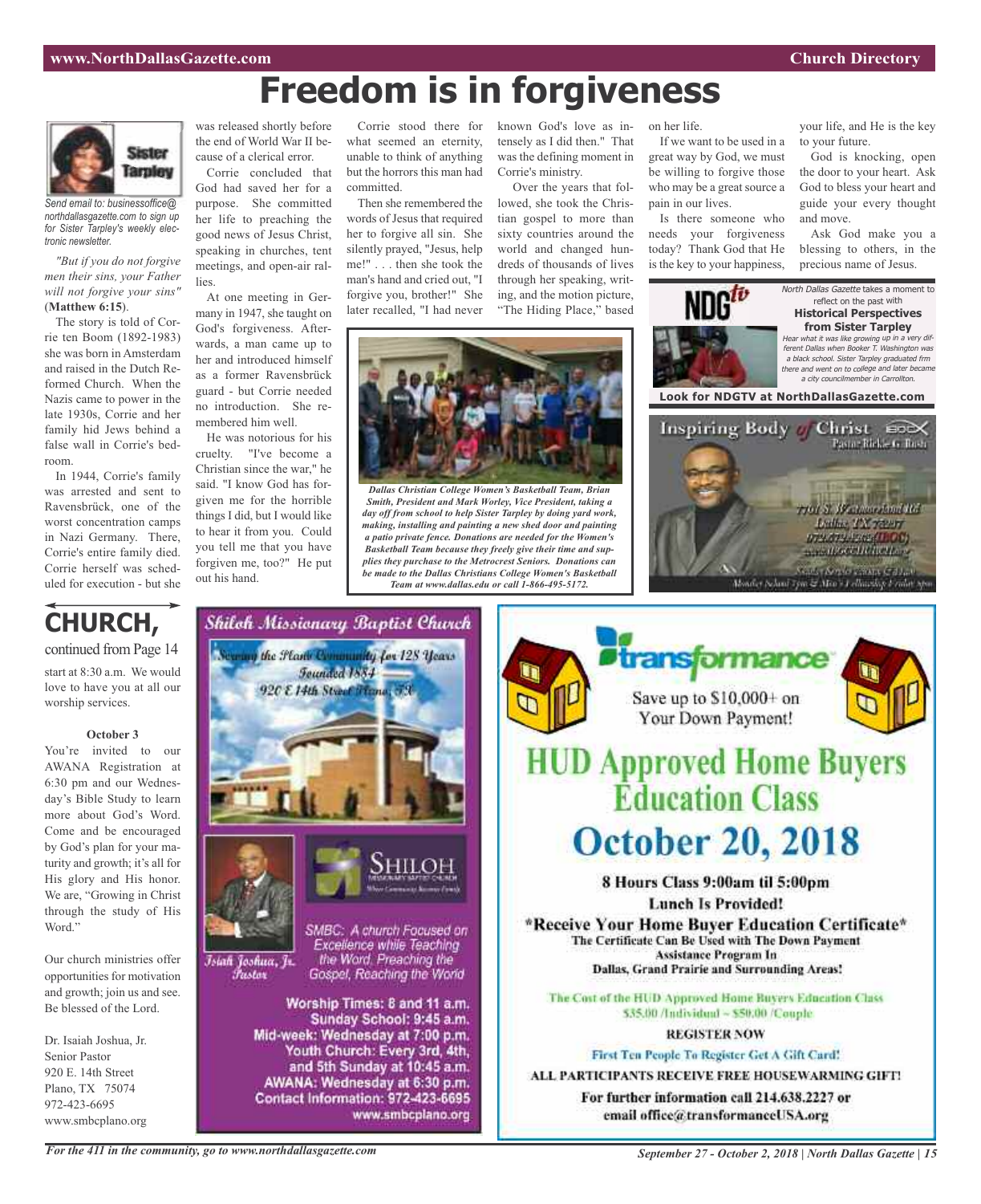# Freedom is in forgiveness

Sister Tarpley

*Send email to: businessoffice@northdallasgazette.com to sign up for Sister Tarpley's weekly electronic newsletter.*

*"But if you do not forgive men their sins, your Father will not forgive your sins"* (**Matthew 6:15**).

The story is told of Corrie ten Boom (1892-1983) she was born in Amsterdam and raised in the Dutch Reformed Church. When the Nazis came to power in the late 1930s, Corrie and her family hid Jews behind a false wall in Corrie's bedroom.

In 1944, Corrie's family was arrested and sent to Ravensbrück, one of the worst concentration camps in Nazi Germany. There, Corrie's entire family died. Corrie herself was scheduled for execution - but she was released shortly before the end of World War II because of a clerical error.

Corrie concluded that God had saved her for a purpose. She committed her life to preaching the good news of Jesus Christ, speaking in churches, tent meetings, and open-air rallies.

At one meeting in Germany in 1947, she taught on God's forgiveness. Afterwards, a man came up to her and introduced himself as a former Ravensbrück guard - but Corrie needed no introduction. She remembered him well.

He was notorious for his cruelty. "I've become a Christian since the war," he said. "I know God has forgiven me for the horrible things I did, but I would like to hear it from you. Could you tell me that you have forgiven me, too?" He put out his hand.

Corrie stood there for what seemed an eternity, unable to think of anything but the horrors this man had committed.

Then she remembered the words of Jesus that required her to forgive all sin. She silently prayed, "Jesus, help me!" . . . then she took the man's hand and cried out, "I forgive you, brother!" She later recalled, "I had never known God's love as intensely as I did then." That was the defining moment in Corrie's ministry.

Over the years that followed, she took the Christian gospel to more than sixty countries around the world and changed hundreds of thousands of lives through her speaking, writing, and the motion picture, "The Hiding Place," based on her life.

If we want to be used in a great way by God, we must be willing to forgive those who may be a great source a pain in our lives.

Is there someone who needs your forgiveness today? Thank God that He is the key to your happiness, your life, and He is the key to your future.

God is knocking, open the door to your heart. Ask God to bless your heart and guide your every thought and move.

Ask God make you a blessing to others, in the precious name of Jesus.

*Dallas Christian College Women's Basketball Team, Brian Smith, President and Mark Worley, Vice President, taking a day off from school to help Sister Tarpley by doing yard work, making, installing and painting a new shed door and painting a patio private fence. Donations are needed for the Women's Basketball Team because they freely give their time and supplies they purchase to the Metrocrest Seniors. Donations can be made to the Dallas Christians College Women's Basketball Team at www.dallas.edu or call 1-866-495-5172.*

NDGtv

*North Dallas Gazette* takes a moment to reflect on the past with **Historical Perspectives from Sister Tarpley**

*Hear what it was like growing up in a very different Dallas when Booker T. Washington was a black school. Sister Tarpley graduated frm there and went on to college and later became a city councilmember in Carrollton.*

**Look for NDGTV at NorthDallasGazette.com**

Inspiring Body of Christ
Pastor Rickie G. Rush

7701 S. Westmoreland Rd
Dallas, TX 75237
972.372.4262 (IBOC)
www.IBOCCHURCH.org

Sunday Service 7:30 & 11am
Monday School 7pm & Mon-Fri Bible/Prayer 7pm

## CHURCH, continued from Page 14

start at 8:30 a.m. We would love to have you at all our worship services.

**October 3**

You're invited to our AWANA Registration at 6:30 pm and our Wednesday's Bible Study to learn more about God's Word. Come and be encouraged by God's plan for your maturity and growth; it's all for His glory and His honor. We are, "Growing in Christ through the study of His Word."

Our church ministries offer opportunities for motivation and growth; join us and see. Be blessed of the Lord.

Dr. Isaiah Joshua, Jr.
Senior Pastor
920 E. 14th Street
Plano, TX 75074
972-423-6695
www.smbcplano.org

## Shiloh Missionary Baptist Church

Serving the Plano Community for 128 Years
Founded 1884
920 E 14th Street Plano, TX

SHILOH MISSIONARY BAPTIST CHURCH
Where Community Becomes Family

Isiah Joshua, Jr.
Pastor

SMBC: A church Focused on Excellence while Teaching the Word, Preaching the Gospel, Reaching the World

Worship Times: 8 and 11 a.m.
Sunday School: 9:45 a.m.
Mid-week: Wednesday at 7:00 p.m.
Youth Church: Every 3rd, 4th, and 5th Sunday at 10:45 a.m.
AWANA: Wednesday at 6:30 p.m.
Contact Information: 972-423-6695
www.smbcplano.org

## transformance

Save up to $10,000+ on Your Down Payment!

# HUD Approved Home Buyers Education Class

# October 20, 2018

**8 Hours Class 9:00am til 5:00pm**

**Lunch Is Provided!**

**\*Receive Your Home Buyer Education Certificate\***

**The Certificate Can Be Used with The Down Payment Assistance Program In Dallas, Grand Prairie and Surrounding Areas!**

The Cost of the HUD Approved Home Buyers Education Class $35.00 /Individual ~ $50.00 /Couple

**REGISTER NOW**

First Ten People To Register Get A Gift Card!

**ALL PARTICIPANTS RECEIVE FREE HOUSEWARMING GIFT!**

**For further information call 214.638.2227 or email office@transformanceUSA.org**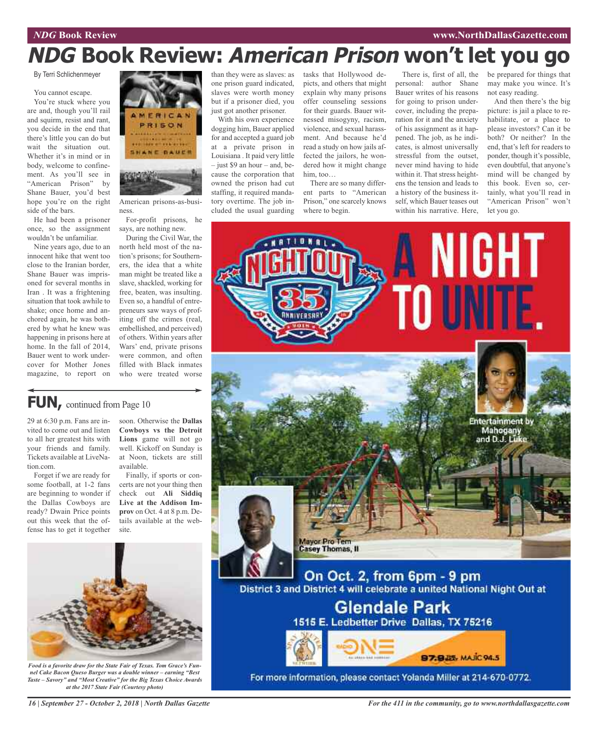# NDG Book Review: *American Prison* won't let you go

By Terri Schlichenmeyer

You cannot escape.

You're stuck where you are and, though you'll rail and squirm, resist and rant, you decide in the end that there's little you can do but wait the situation out. Whether it's in mind or in body, welcome to confinement. As you'll see in "American Prison" by Shane Bauer, you'd best hope you're on the right side of the bars.

He had been a prisoner once, so the assignment wouldn't be unfamiliar.

Nine years ago, due to an innocent hike that went too close to the Iranian border, Shane Bauer was imprisoned for several months in Iran . It was a frightening situation that took awhile to shake; once home and anchored again, he was bothered by what he knew was happening in prisons here at home. In the fall of 2014, Bauer went to work undercover for Mother Jones magazine, to report on American prisons-as-business.

For-profit prisons, he says, are nothing new.

During the Civil War, the north held most of the nation's prisons; for Southerners, the idea that a white man might be treated like a slave, shackled, working for free, beaten, was insulting. Even so, a handful of entrepreneurs saw ways of profiting off the crimes (real, embellished, and perceived) of others. Within years after Wars' end, private prisons were common, and often filled with Black inmates who were treated worse than they were as slaves: as one prison guard indicated, slaves were worth money but if a prisoner died, you just got another prisoner.

With his own experience dogging him, Bauer applied for and accepted a guard job at a private prison in Louisiana . It paid very little – just $9 an hour – and, because the corporation that owned the prison had cut staffing, it required mandatory overtime. The job included the usual guarding tasks that Hollywood depicts, and others that might explain why many prisons offer counseling sessions for their guards. Bauer witnessed misogyny, racism, violence, and sexual harassment. And because he'd read a study on how jails affected the jailers, he wondered how it might change him, too…

There are so many different parts to "American Prison," one scarcely knows where to begin.

There is, first of all, the personal: author Shane Bauer writes of his reasons for going to prison undercover, including the preparation for it and the anxiety of his assignment as it happened. The job, as he indicates, is almost universally stressful from the outset, never mind having to hide within it. That stress heightens the tension and leads to a history of the business itself, which Bauer teases out within his narrative. Here, be prepared for things that may make you wince. It's not easy reading.

And then there's the big picture: is jail a place to rehabilitate, or a place to please investors? Can it be both? Or neither? In the end, that's left for readers to ponder, though it's possible, even doubtful, that anyone's mind will be changed by this book. Even so, certainly, what you'll read in "American Prison" won't let you go.

## FUN, continued from Page 10

29 at 6:30 p.m. Fans are invited to come out and listen to all her greatest hits with your friends and family. Tickets available at LiveNation.com.

Forget if we are ready for some football, at 1-2 fans are beginning to wonder if the Dallas Cowboys are ready? Dwain Price points out this week that the offense has to get it together soon. Otherwise the **Dallas Cowboys vs the Detroit Lions** game will not go well. Kickoff on Sunday is at Noon, tickets are still available.

Finally, if sports or concerts are not your thing then check out **Ali Siddiq Live at the Addison Improv** on Oct. 4 at 8 p.m. Details available at the website.

*Food is a favorite draw for the State Fair of Texas. Tom Grace's Funnel Cake Bacon Queso Burger was a double winner – earning "Best Taste – Savory" and "Most Creative" for the Big Texas Choice Awards at the 2017 State Fair (Courtesy photo)*

National Night Out 35th Anniversary

A NIGHT TO UNITE.

Entertainment by Mahogany and D.J. Luke

Mayor Pro Tem Casey Thomas, II

On Oct. 2, from 6pm - 9 pm

District 3 and District 4 will celebrate a united National Night Out at

Glendale Park

1515 E. Ledbetter Drive Dallas, TX 75216

97.9 MAJIC 94.5

For more information, please contact Yolanda Miller at 214-670-0772.